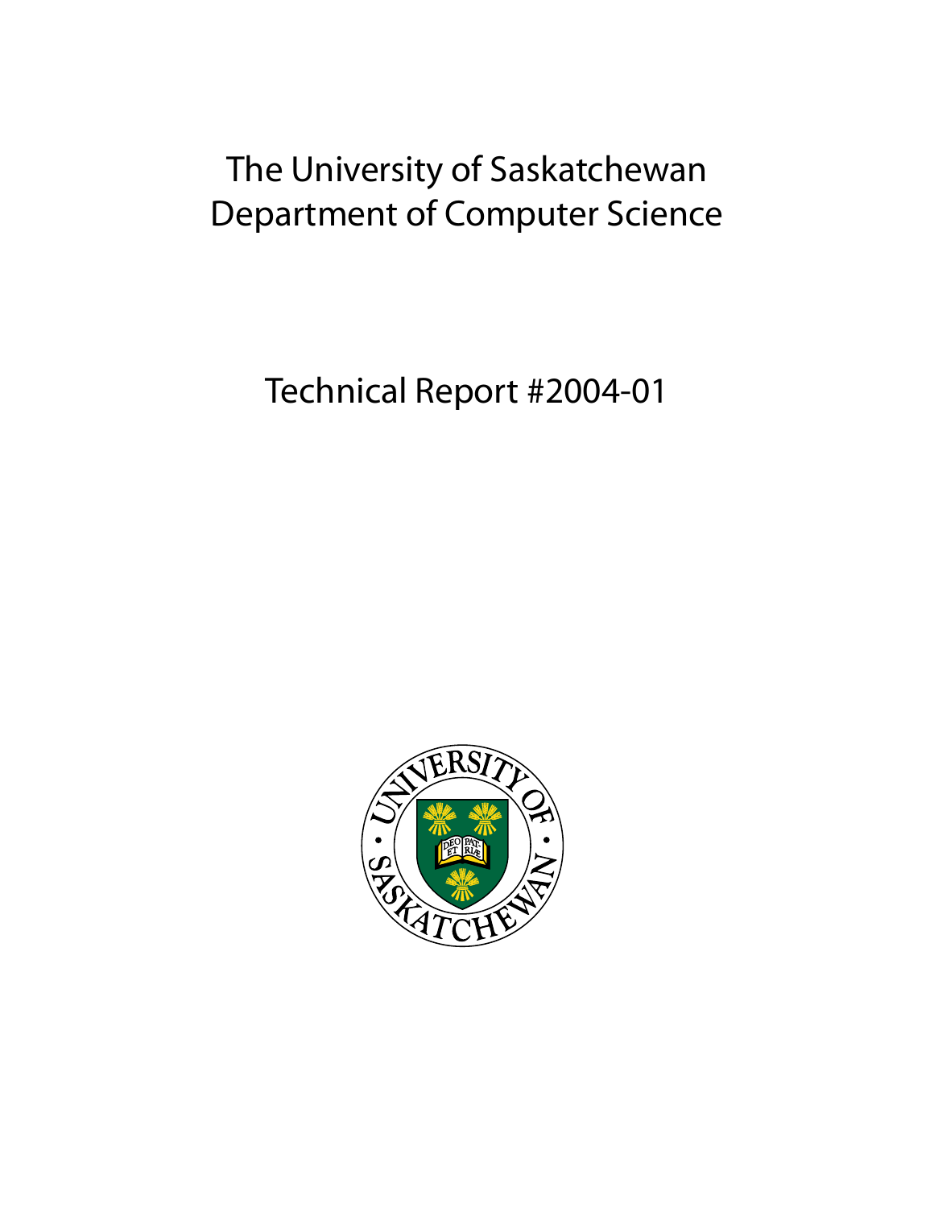# The University of Saskatchewan
# Department of Computer Science

## Technical Report #2004-01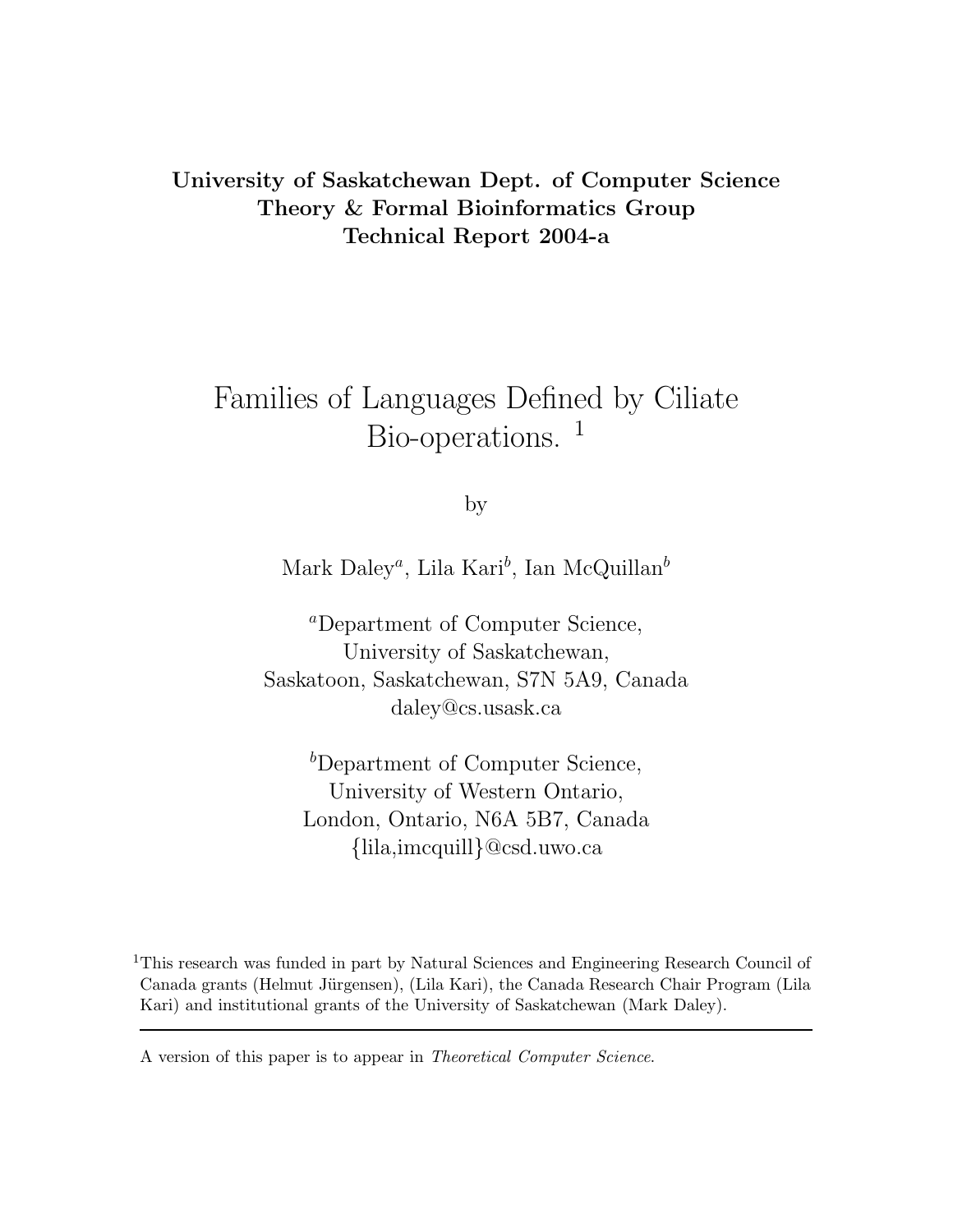**University of Saskatchewan Dept. of Computer Science**
**Theory & Formal Bioinformatics Group**
**Technical Report 2004-a**

# Families of Languages Defined by Ciliate Bio-operations. [1]

by

Mark Daley[a], Lila Kari[b], Ian McQuillan[b]

[a]Department of Computer Science,
University of Saskatchewan,
Saskatoon, Saskatchewan, S7N 5A9, Canada
daley@cs.usask.ca

[b]Department of Computer Science,
University of Western Ontario,
London, Ontario, N6A 5B7, Canada
{lila,imcquill}@csd.uwo.ca

[1]This research was funded in part by Natural Sciences and Engineering Research Council of Canada grants (Helmut Jürgensen), (Lila Kari), the Canada Research Chair Program (Lila Kari) and institutional grants of the University of Saskatchewan (Mark Daley).

---

A version of this paper is to appear in *Theoretical Computer Science*.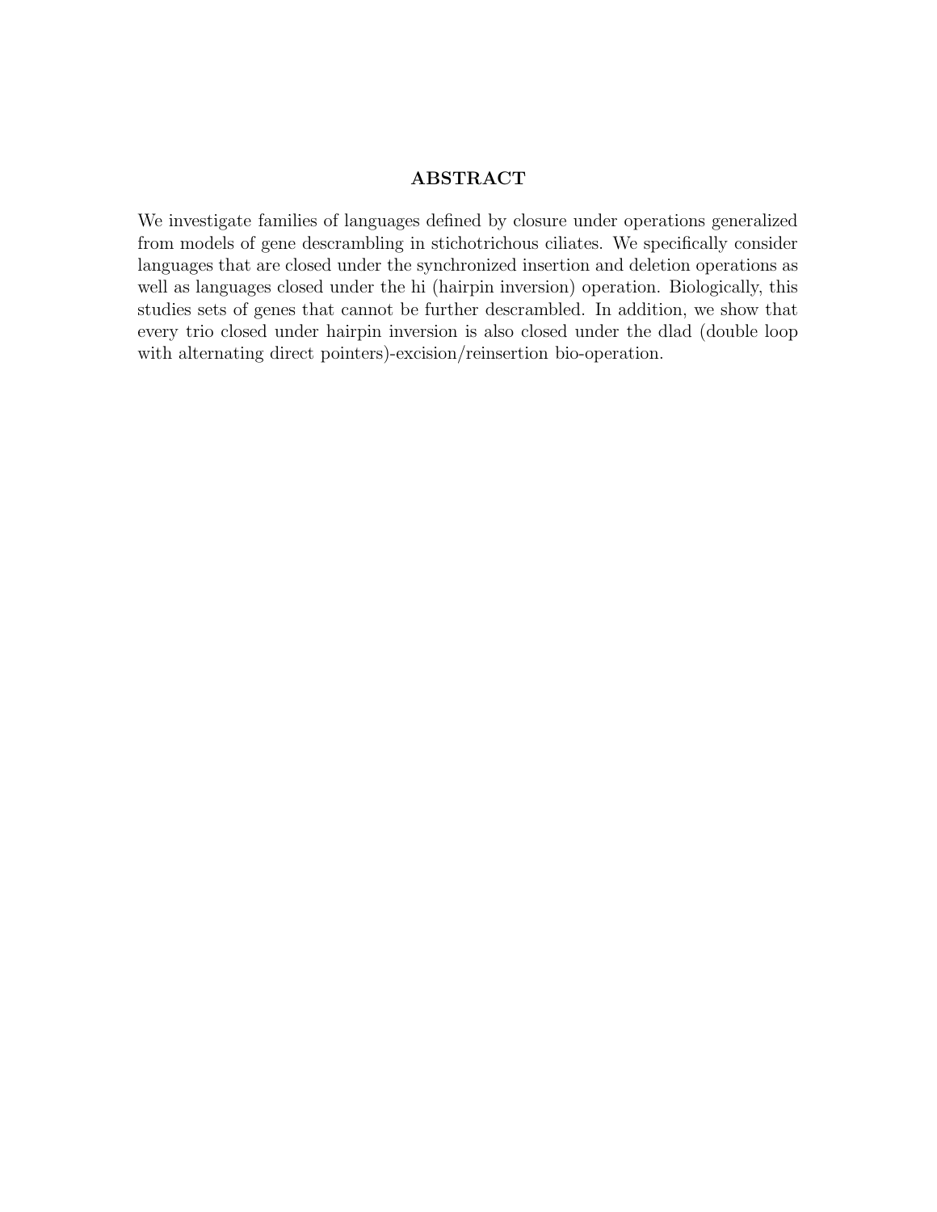## ABSTRACT

We investigate families of languages defined by closure under operations generalized from models of gene descrambling in stichotrichous ciliates. We specifically consider languages that are closed under the synchronized insertion and deletion operations as well as languages closed under the hi (hairpin inversion) operation. Biologically, this studies sets of genes that cannot be further descrambled. In addition, we show that every trio closed under hairpin inversion is also closed under the dlad (double loop with alternating direct pointers)-excision/reinsertion bio-operation.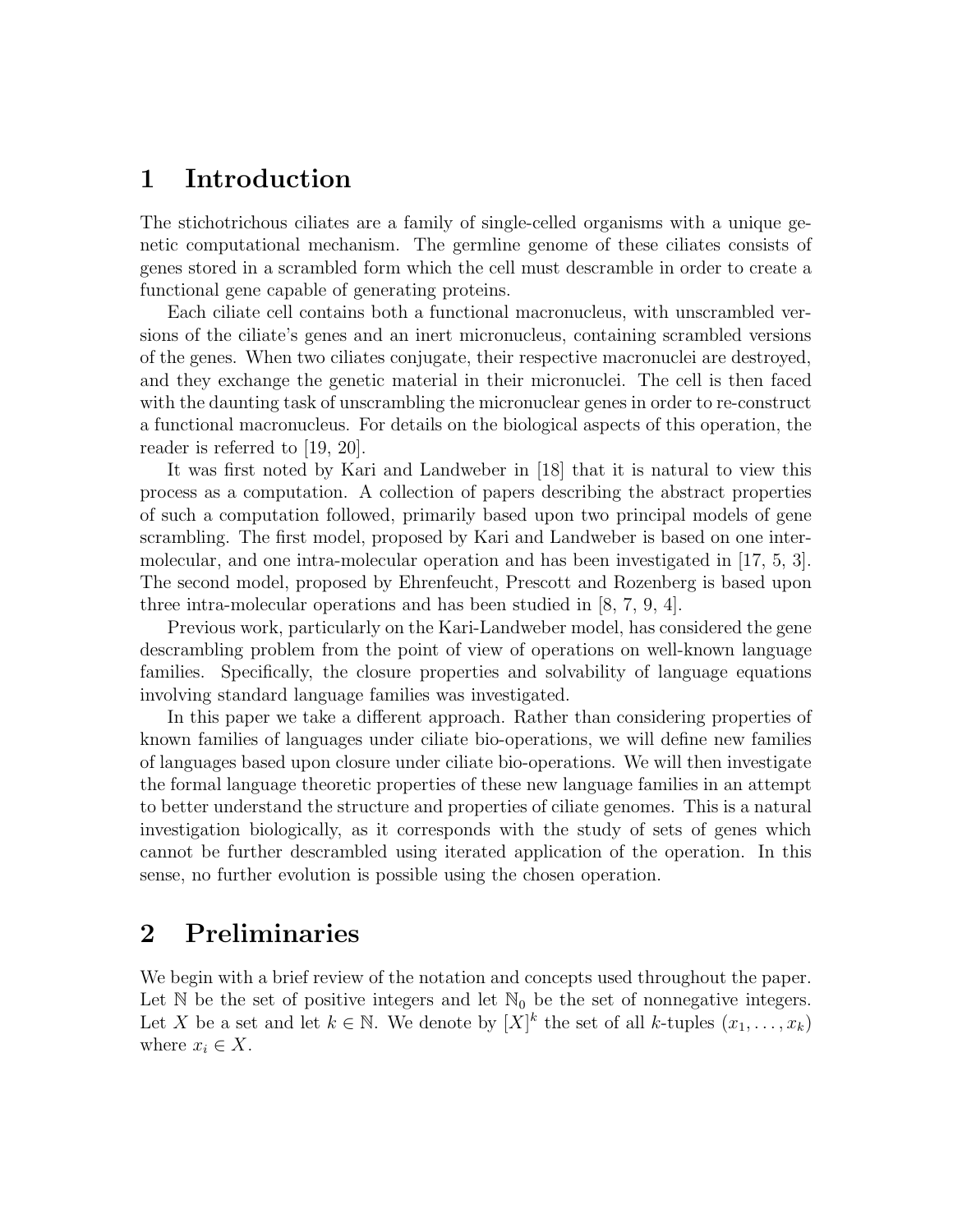# 1 Introduction

The stichotrichous ciliates are a family of single-celled organisms with a unique genetic computational mechanism. The germline genome of these ciliates consists of genes stored in a scrambled form which the cell must descramble in order to create a functional gene capable of generating proteins.

Each ciliate cell contains both a functional macronucleus, with unscrambled versions of the ciliate's genes and an inert micronucleus, containing scrambled versions of the genes. When two ciliates conjugate, their respective macronuclei are destroyed, and they exchange the genetic material in their micronuclei. The cell is then faced with the daunting task of unscrambling the micronuclear genes in order to re-construct a functional macronucleus. For details on the biological aspects of this operation, the reader is referred to [19, 20].

It was first noted by Kari and Landweber in [18] that it is natural to view this process as a computation. A collection of papers describing the abstract properties of such a computation followed, primarily based upon two principal models of gene scrambling. The first model, proposed by Kari and Landweber is based on one intermolecular, and one intra-molecular operation and has been investigated in [17, 5, 3]. The second model, proposed by Ehrenfeucht, Prescott and Rozenberg is based upon three intra-molecular operations and has been studied in [8, 7, 9, 4].

Previous work, particularly on the Kari-Landweber model, has considered the gene descrambling problem from the point of view of operations on well-known language families. Specifically, the closure properties and solvability of language equations involving standard language families was investigated.

In this paper we take a different approach. Rather than considering properties of known families of languages under ciliate bio-operations, we will define new families of languages based upon closure under ciliate bio-operations. We will then investigate the formal language theoretic properties of these new language families in an attempt to better understand the structure and properties of ciliate genomes. This is a natural investigation biologically, as it corresponds with the study of sets of genes which cannot be further descrambled using iterated application of the operation. In this sense, no further evolution is possible using the chosen operation.

# 2 Preliminaries

We begin with a brief review of the notation and concepts used throughout the paper. Let $\mathbb{N}$ be the set of positive integers and let $\mathbb{N}_0$ be the set of nonnegative integers. Let $X$ be a set and let $k \in \mathbb{N}$. We denote by $[X]^k$ the set of all $k$-tuples $(x_1, \ldots, x_k)$ where $x_i \in X$.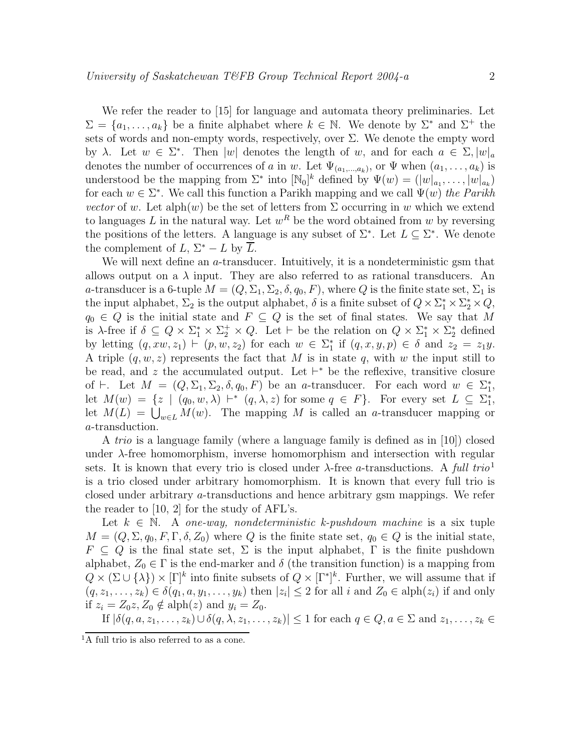We refer the reader to [15] for language and automata theory preliminaries. Let $\Sigma = \{a_1, \ldots, a_k\}$ be a finite alphabet where $k \in \mathbb{N}$. We denote by $\Sigma^*$ and $\Sigma^+$ the sets of words and non-empty words, respectively, over $\Sigma$. We denote the empty word by $\lambda$. Let $w \in \Sigma^*$. Then $|w|$ denotes the length of $w$, and for each $a \in \Sigma, |w|_a$ denotes the number of occurrences of $a$ in $w$. Let $\Psi_{(a_1,\ldots,a_k)}$, or $\Psi$ when $(a_1, \ldots, a_k)$ is understood be the mapping from $\Sigma^*$ into $[\mathbb{N}_0]^k$ defined by $\Psi(w) = (|w|_{a_1}, \ldots, |w|_{a_k})$ for each $w \in \Sigma^*$. We call this function a Parikh mapping and we call $\Psi(w)$ *the Parikh vector* of $w$. Let $\text{alph}(w)$ be the set of letters from $\Sigma$ occurring in $w$ which we extend to languages $L$ in the natural way. Let $w^R$ be the word obtained from $w$ by reversing the positions of the letters. A language is any subset of $\Sigma^*$. Let $L \subseteq \Sigma^*$. We denote the complement of $L$, $\Sigma^* - L$ by $\overline{L}$.

We will next define an $a$-transducer. Intuitively, it is a nondeterministic gsm that allows output on a $\lambda$ input. They are also referred to as rational transducers. An $a$-transducer is a 6-tuple $M = (Q, \Sigma_1, \Sigma_2, \delta, q_0, F)$, where $Q$ is the finite state set, $\Sigma_1$ is the input alphabet, $\Sigma_2$ is the output alphabet, $\delta$ is a finite subset of $Q \times \Sigma_1^* \times \Sigma_2^* \times Q$, $q_0 \in Q$ is the initial state and $F \subseteq Q$ is the set of final states. We say that $M$ is $\lambda$-free if $\delta \subseteq Q \times \Sigma_1^* \times \Sigma_2^+ \times Q$. Let $\vdash$ be the relation on $Q \times \Sigma_1^* \times \Sigma_2^*$ defined by letting $(q, xw, z_1) \vdash (p, w, z_2)$ for each $w \in \Sigma_1^*$ if $(q, x, y, p) \in \delta$ and $z_2 = z_1 y$. A triple $(q, w, z)$ represents the fact that $M$ is in state $q$, with $w$ the input still to be read, and $z$ the accumulated output. Let $\vdash^*$ be the reflexive, transitive closure of $\vdash$. Let $M = (Q, \Sigma_1, \Sigma_2, \delta, q_0, F)$ be an $a$-transducer. For each word $w \in \Sigma_1^*$, let $M(w) = \{z \mid (q_0, w, \lambda) \vdash^* (q, \lambda, z) \text{ for some } q \in F\}$. For every set $L \subseteq \Sigma_1^*$, let $M(L) = \bigcup_{w \in L} M(w)$. The mapping $M$ is called an $a$-transducer mapping or $a$-transduction.

A *trio* is a language family (where a language family is defined as in [10]) closed under $\lambda$-free homomorphism, inverse homomorphism and intersection with regular sets. It is known that every trio is closed under $\lambda$-free $a$-transductions. A *full trio*[1] is a trio closed under arbitrary homomorphism. It is known that every full trio is closed under arbitrary $a$-transductions and hence arbitrary gsm mappings. We refer the reader to [10, 2] for the study of AFL's.

Let $k \in \mathbb{N}$. A *one-way, nondeterministic k-pushdown machine* is a six tuple $M = (Q, \Sigma, q_0, F, \Gamma, \delta, Z_0)$ where $Q$ is the finite state set, $q_0 \in Q$ is the initial state, $F \subseteq Q$ is the final state set, $\Sigma$ is the input alphabet, $\Gamma$ is the finite pushdown alphabet, $Z_0 \in \Gamma$ is the end-marker and $\delta$ (the transition function) is a mapping from $Q \times (\Sigma \cup \{\lambda\}) \times [\Gamma]^k$ into finite subsets of $Q \times [\Gamma^*]^k$. Further, we will assume that if $(q, z_1, \ldots, z_k) \in \delta(q_1, a, y_1, \ldots, y_k)$ then $|z_i| \leq 2$ for all $i$ and $Z_0 \in \text{alph}(z_i)$ if and only if $z_i = Z_0 z, Z_0 \notin \text{alph}(z)$ and $y_i = Z_0$.

If $|\delta(q, a, z_1, \ldots, z_k) \cup \delta(q, \lambda, z_1, \ldots, z_k)| \leq 1$ for each $q \in Q, a \in \Sigma$ and $z_1, \ldots, z_k \in$

[1] A full trio is also referred to as a cone.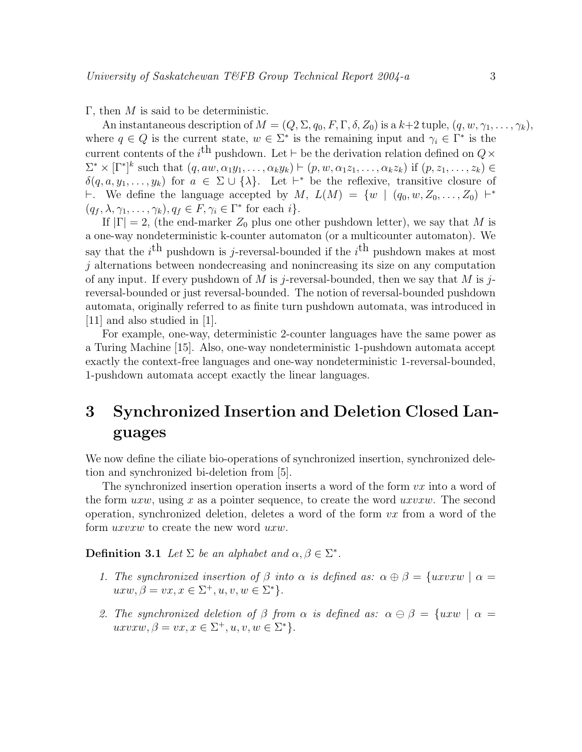$\Gamma$, then $M$ is said to be deterministic.

An instantaneous description of $M = (Q, \Sigma, q_0, F, \Gamma, \delta, Z_0)$ is a $k+2$ tuple, $(q, w, \gamma_1, \ldots, \gamma_k)$, where $q \in Q$ is the current state, $w \in \Sigma^*$ is the remaining input and $\gamma_i \in \Gamma^*$ is the current contents of the $i^{\text{th}}$ pushdown. Let $\vdash$ be the derivation relation defined on $Q \times \Sigma^* \times [\Gamma^*]^k$ such that $(q, aw, \alpha_1 y_1, \ldots, \alpha_k y_k) \vdash (p, w, \alpha_1 z_1, \ldots, \alpha_k z_k)$ if $(p, z_1, \ldots, z_k) \in \delta(q, a, y_1, \ldots, y_k)$ for $a \in \Sigma \cup \{\lambda\}$. Let $\vdash^*$ be the reflexive, transitive closure of $\vdash$. We define the language accepted by $M$, $L(M) = \{w \mid (q_0, w, Z_0, \ldots, Z_0) \vdash^* (q_f, \lambda, \gamma_1, \ldots, \gamma_k), q_f \in F, \gamma_i \in \Gamma^* \text{ for each } i\}$.

If $|\Gamma| = 2$, (the end-marker $Z_0$ plus one other pushdown letter), we say that $M$ is a one-way nondeterministic k-counter automaton (or a multicounter automaton). We say that the $i^{\text{th}}$ pushdown is $j$-reversal-bounded if the $i^{\text{th}}$ pushdown makes at most $j$ alternations between nondecreasing and nonincreasing its size on any computation of any input. If every pushdown of $M$ is $j$-reversal-bounded, then we say that $M$ is $j$-reversal-bounded or just reversal-bounded. The notion of reversal-bounded pushdown automata, originally referred to as finite turn pushdown automata, was introduced in [11] and also studied in [1].

For example, one-way, deterministic 2-counter languages have the same power as a Turing Machine [15]. Also, one-way nondeterministic 1-pushdown automata accept exactly the context-free languages and one-way nondeterministic 1-reversal-bounded, 1-pushdown automata accept exactly the linear languages.

# 3 Synchronized Insertion and Deletion Closed Languages

We now define the ciliate bio-operations of synchronized insertion, synchronized deletion and synchronized bi-deletion from [5].

The synchronized insertion operation inserts a word of the form $vx$ into a word of the form $uxw$, using $x$ as a pointer sequence, to create the word $uxvxw$. The second operation, synchronized deletion, deletes a word of the form $vx$ from a word of the form $uxvxw$ to create the new word $uxw$.

**Definition 3.1** *Let $\Sigma$ be an alphabet and $\alpha, \beta \in \Sigma^*$.*

1. *The synchronized insertion of $\beta$ into $\alpha$ is defined as: $\alpha \oplus \beta = \{uxvxw \mid \alpha = uxw, \beta = vx, x \in \Sigma^+, u, v, w \in \Sigma^*\}$.*
2. *The synchronized deletion of $\beta$ from $\alpha$ is defined as: $\alpha \ominus \beta = \{uxw \mid \alpha = uxvxw, \beta = vx, x \in \Sigma^+, u, v, w \in \Sigma^*\}$.*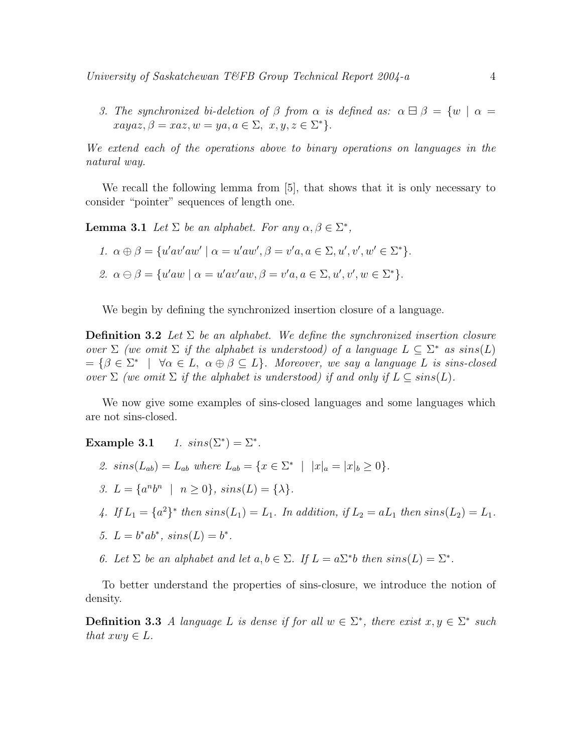3. *The synchronized bi-deletion of $\beta$ from $\alpha$ is defined as:* $\alpha \boxminus \beta = \{w \mid \alpha = xayaz, \beta = xaz, w = ya, a \in \Sigma,\ x, y, z \in \Sigma^*\}$.

*We extend each of the operations above to binary operations on languages in the natural way.*

We recall the following lemma from [5], that shows that it is only necessary to consider "pointer" sequences of length one.

**Lemma 3.1** *Let $\Sigma$ be an alphabet. For any $\alpha, \beta \in \Sigma^*$,*

1. $\alpha \oplus \beta = \{u'av'aw' \mid \alpha = u'aw', \beta = v'a, a \in \Sigma, u', v', w' \in \Sigma^*\}$.
2. $\alpha \ominus \beta = \{u'aw \mid \alpha = u'av'aw, \beta = v'a, a \in \Sigma, u', v', w \in \Sigma^*\}$.

We begin by defining the synchronized insertion closure of a language.

**Definition 3.2** *Let $\Sigma$ be an alphabet. We define the synchronized insertion closure over $\Sigma$ (we omit $\Sigma$ if the alphabet is understood) of a language $L \subseteq \Sigma^*$ as $sins(L) = \{\beta \in \Sigma^* \mid \forall \alpha \in L,\ \alpha \oplus \beta \subseteq L\}$. Moreover, we say a language $L$ is sins-closed over $\Sigma$ (we omit $\Sigma$ if the alphabet is understood) if and only if $L \subseteq sins(L)$.*

We now give some examples of sins-closed languages and some languages which are not sins-closed.

**Example 3.1**

1. $sins(\Sigma^*) = \Sigma^*$.
2. $sins(L_{ab}) = L_{ab}$ *where* $L_{ab} = \{x \in \Sigma^* \mid |x|_a = |x|_b \geq 0\}$.
3. $L = \{a^n b^n \mid n \geq 0\}$, $sins(L) = \{\lambda\}$.
4. *If* $L_1 = \{a^2\}^*$ *then* $sins(L_1) = L_1$. *In addition, if* $L_2 = aL_1$ *then* $sins(L_2) = L_1$.
5. $L = b^*ab^*$, $sins(L) = b^*$.
6. *Let $\Sigma$ be an alphabet and let $a, b \in \Sigma$. If $L = a\Sigma^*b$ then $sins(L) = \Sigma^*$.*

To better understand the properties of sins-closure, we introduce the notion of density.

**Definition 3.3** *A language $L$ is dense if for all $w \in \Sigma^*$, there exist $x, y \in \Sigma^*$ such that $xwy \in L$.*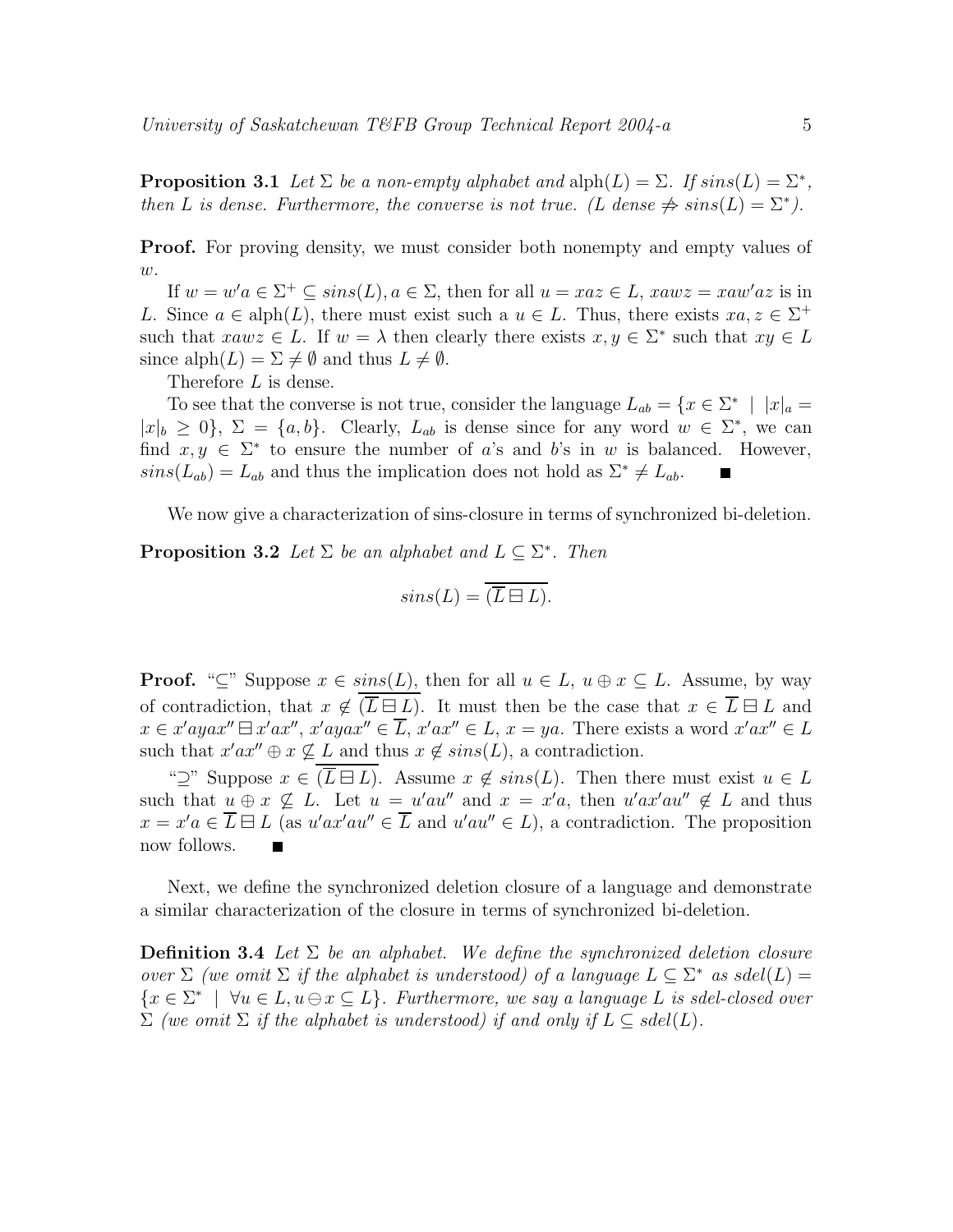**Proposition 3.1** *Let $\Sigma$ be a non-empty alphabet and* $\text{alph}(L) = \Sigma$. *If $sins(L) = \Sigma^*$, then $L$ is dense. Furthermore, the converse is not true. ($L$ dense $\not\Rightarrow sins(L) = \Sigma^*$).*

**Proof.** For proving density, we must consider both nonempty and empty values of $w$.

If $w = w'a \in \Sigma^+ \subseteq sins(L), a \in \Sigma$, then for all $u = xaz \in L$, $xawz = xaw'az$ is in $L$. Since $a \in \text{alph}(L)$, there must exist such a $u \in L$. Thus, there exists $xa, z \in \Sigma^+$ such that $xawz \in L$. If $w = \lambda$ then clearly there exists $x, y \in \Sigma^*$ such that $xy \in L$ since $\text{alph}(L) = \Sigma \neq \emptyset$ and thus $L \neq \emptyset$.

Therefore $L$ is dense.

To see that the converse is not true, consider the language $L_{ab} = \{x \in \Sigma^* \mid |x|_a = |x|_b \geq 0\}$, $\Sigma = \{a, b\}$. Clearly, $L_{ab}$ is dense since for any word $w \in \Sigma^*$, we can find $x, y \in \Sigma^*$ to ensure the number of $a$'s and $b$'s in $w$ is balanced. However, $sins(L_{ab}) = L_{ab}$ and thus the implication does not hold as $\Sigma^* \neq L_{ab}$. ■

We now give a characterization of sins-closure in terms of synchronized bi-deletion.

**Proposition 3.2** *Let $\Sigma$ be an alphabet and $L \subseteq \Sigma^*$. Then*

$$sins(L) = \overline{(\overline{L} \boxminus L)}.$$

**Proof.** "$\subseteq$" Suppose $x \in sins(L)$, then for all $u \in L$, $u \oplus x \subseteq L$. Assume, by way of contradiction, that $x \notin \overline{(\overline{L} \boxminus L)}$. It must then be the case that $x \in \overline{L} \boxminus L$ and $x \in x'ayax'' \boxminus x'ax''$, $x'ayax'' \in \overline{L}$, $x'ax'' \in L$, $x = ya$. There exists a word $x'ax'' \in L$ such that $x'ax'' \oplus x \not\subseteq L$ and thus $x \notin sins(L)$, a contradiction.

"$\supseteq$" Suppose $x \in \overline{(\overline{L} \boxminus L)}$. Assume $x \notin sins(L)$. Then there must exist $u \in L$ such that $u \oplus x \not\subseteq L$. Let $u = u'au''$ and $x = x'a$, then $u'ax'au'' \notin L$ and thus $x = x'a \in \overline{L} \boxminus L$ (as $u'ax'au'' \in \overline{L}$ and $u'au'' \in L$), a contradiction. The proposition now follows. ■

Next, we define the synchronized deletion closure of a language and demonstrate a similar characterization of the closure in terms of synchronized bi-deletion.

**Definition 3.4** *Let $\Sigma$ be an alphabet. We define the synchronized deletion closure over $\Sigma$ (we omit $\Sigma$ if the alphabet is understood) of a language $L \subseteq \Sigma^*$ as $sdel(L) = \{x \in \Sigma^* \mid \forall u \in L, u \ominus x \subseteq L\}$. Furthermore, we say a language $L$ is sdel-closed over $\Sigma$ (we omit $\Sigma$ if the alphabet is understood) if and only if $L \subseteq sdel(L)$.*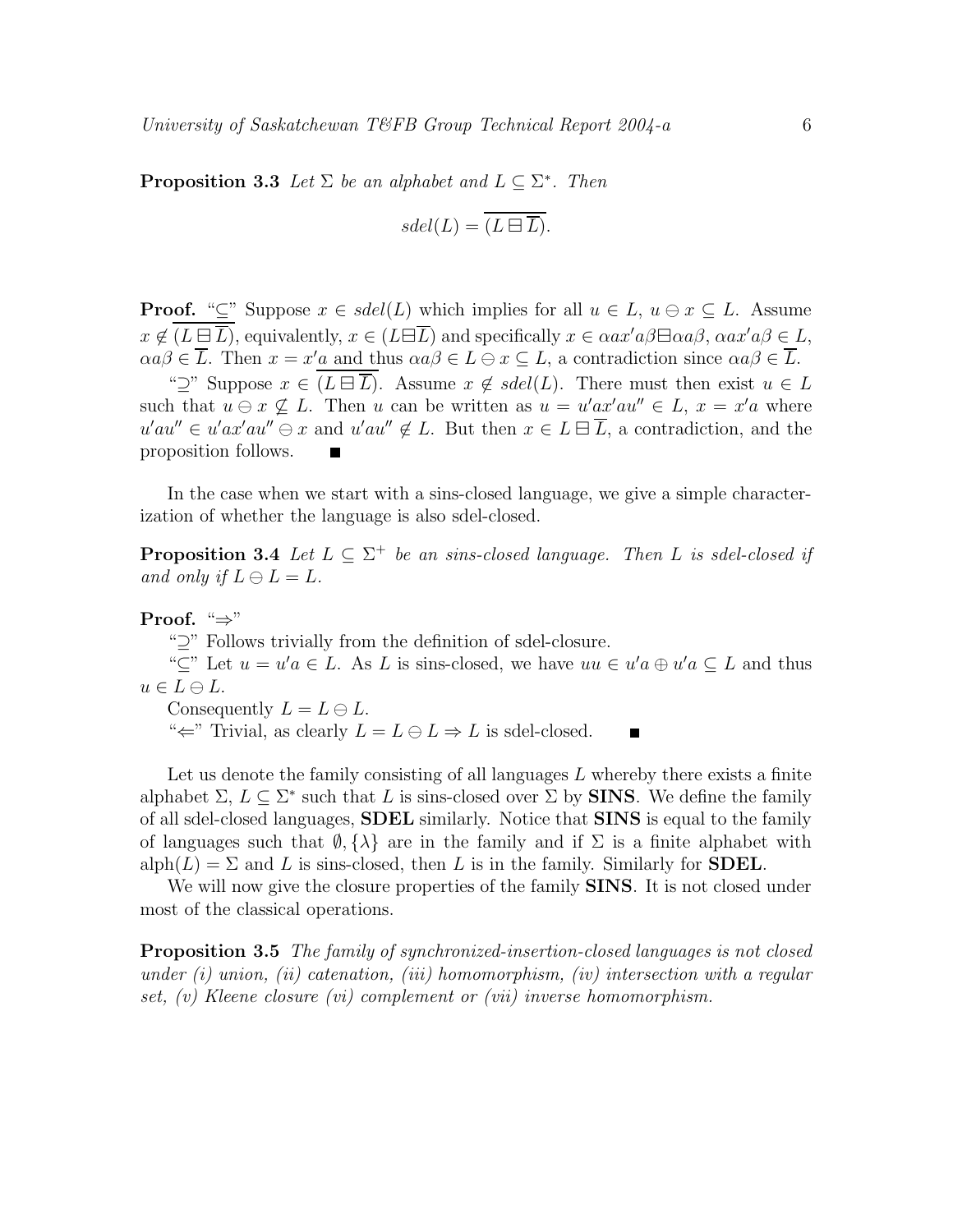**Proposition 3.3** *Let $\Sigma$ be an alphabet and $L \subseteq \Sigma^*$. Then*

$$sdel(L) = \overline{(L \boxminus \overline{L})}.$$

**Proof.** "$\subseteq$" Suppose $x \in sdel(L)$ which implies for all $u \in L$, $u \ominus x \subseteq L$. Assume $x \notin \overline{(L \boxminus \overline{L})}$, equivalently, $x \in (L \boxminus \overline{L})$ and specifically $x \in \alpha a x' a \beta \boxminus \alpha a \beta$, $\alpha a x' a \beta \in L$, $\alpha a \beta \in \overline{L}$. Then $x = x'a$ and thus $\alpha a \beta \in L \ominus x \subseteq L$, a contradiction since $\alpha a \beta \in \overline{L}$.

"$\supseteq$" Suppose $x \in \overline{(L \boxminus \overline{L})}$. Assume $x \notin sdel(L)$. There must then exist $u \in L$ such that $u \ominus x \not\subseteq L$. Then $u$ can be written as $u = u' a x' a u'' \in L$, $x = x'a$ where $u' a u'' \in u' a x' a u'' \ominus x$ and $u' a u'' \notin L$. But then $x \in L \boxminus \overline{L}$, a contradiction, and the proposition follows. ■

In the case when we start with a sins-closed language, we give a simple characterization of whether the language is also sdel-closed.

**Proposition 3.4** *Let $L \subseteq \Sigma^+$ be an sins-closed language. Then $L$ is sdel-closed if and only if $L \ominus L = L$.*

**Proof.** "$\Rightarrow$"

"$\supseteq$" Follows trivially from the definition of sdel-closure.

"$\subseteq$" Let $u = u'a \in L$. As $L$ is sins-closed, we have $uu \in u'a \oplus u'a \subseteq L$ and thus $u \in L \ominus L$.

Consequently $L = L \ominus L$.

"$\Leftarrow$" Trivial, as clearly $L = L \ominus L \Rightarrow L$ is sdel-closed. ■

Let us denote the family consisting of all languages $L$ whereby there exists a finite alphabet $\Sigma$, $L \subseteq \Sigma^*$ such that $L$ is sins-closed over $\Sigma$ by **SINS**. We define the family of all sdel-closed languages, **SDEL** similarly. Notice that **SINS** is equal to the family of languages such that $\emptyset, \{\lambda\}$ are in the family and if $\Sigma$ is a finite alphabet with $\text{alph}(L) = \Sigma$ and $L$ is sins-closed, then $L$ is in the family. Similarly for **SDEL**.

We will now give the closure properties of the family **SINS**. It is not closed under most of the classical operations.

**Proposition 3.5** *The family of synchronized-insertion-closed languages is not closed under (i) union, (ii) catenation, (iii) homomorphism, (iv) intersection with a regular set, (v) Kleene closure (vi) complement or (vii) inverse homomorphism.*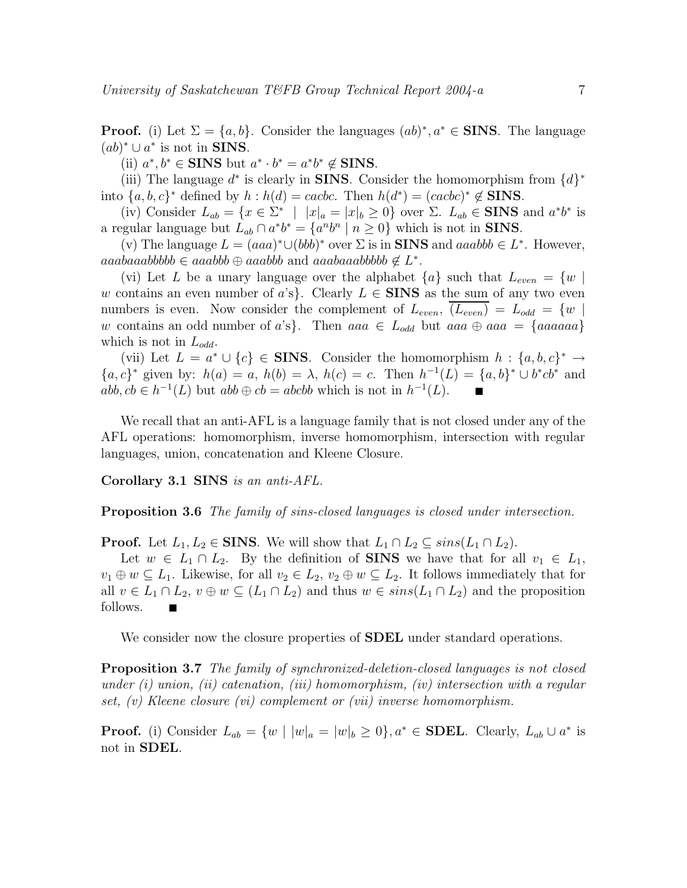**Proof.** (i) Let $\Sigma = \{a, b\}$. Consider the languages $(ab)^*, a^* \in \mathbf{SINS}$. The language $(ab)^* \cup a^*$ is not in **SINS**.

(ii) $a^*, b^* \in \mathbf{SINS}$ but $a^* \cdot b^* = a^*b^* \notin \mathbf{SINS}$.

(iii) The language $d^*$ is clearly in **SINS**. Consider the homomorphism from $\{d\}^*$ into $\{a, b, c\}^*$ defined by $h : h(d) = cacbc$. Then $h(d^*) = (cacbc)^* \notin \mathbf{SINS}$.

(iv) Consider $L_{ab} = \{x \in \Sigma^* \mid |x|_a = |x|_b \geq 0\}$ over $\Sigma$. $L_{ab} \in \mathbf{SINS}$ and $a^*b^*$ is a regular language but $L_{ab} \cap a^*b^* = \{a^n b^n \mid n \geq 0\}$ which is not in **SINS**.

(v) The language $L = (aaa)^* \cup (bbb)^*$ over $\Sigma$ is in **SINS** and $aaabbb \in L^*$. However, $aaabaaabbbbb \in aaabbb \oplus aaabbb$ and $aaabaaabbbbb \notin L^*$.

(vi) Let $L$ be a unary language over the alphabet $\{a\}$ such that $L_{even} = \{w \mid w$ contains an even number of $a$'s$\}$. Clearly $L \in \mathbf{SINS}$ as the sum of any two even numbers is even. Now consider the complement of $L_{even}$, $\overline{(L_{even})} = L_{odd} = \{w \mid w$ contains an odd number of $a$'s$\}$. Then $aaa \in L_{odd}$ but $aaa \oplus aaa = \{aaaaaa\}$ which is not in $L_{odd}$.

(vii) Let $L = a^* \cup \{c\} \in \mathbf{SINS}$. Consider the homomorphism $h : \{a, b, c\}^* \to \{a, c\}^*$ given by: $h(a) = a$, $h(b) = \lambda$, $h(c) = c$. Then $h^{-1}(L) = \{a, b\}^* \cup b^*cb^*$ and $abb, cb \in h^{-1}(L)$ but $abb \oplus cb = abcbb$ which is not in $h^{-1}(L)$. ∎

We recall that an anti-AFL is a language family that is not closed under any of the AFL operations: homomorphism, inverse homomorphism, intersection with regular languages, union, concatenation and Kleene Closure.

**Corollary 3.1** **SINS** *is an anti-AFL.*

**Proposition 3.6** *The family of sins-closed languages is closed under intersection.*

**Proof.** Let $L_1, L_2 \in \mathbf{SINS}$. We will show that $L_1 \cap L_2 \subseteq sins(L_1 \cap L_2)$.

Let $w \in L_1 \cap L_2$. By the definition of **SINS** we have that for all $v_1 \in L_1$, $v_1 \oplus w \subseteq L_1$. Likewise, for all $v_2 \in L_2$, $v_2 \oplus w \subseteq L_2$. It follows immediately that for all $v \in L_1 \cap L_2$, $v \oplus w \subseteq (L_1 \cap L_2)$ and thus $w \in sins(L_1 \cap L_2)$ and the proposition follows. ∎

We consider now the closure properties of **SDEL** under standard operations.

**Proposition 3.7** *The family of synchronized-deletion-closed languages is not closed under (i) union, (ii) catenation, (iii) homomorphism, (iv) intersection with a regular set, (v) Kleene closure (vi) complement or (vii) inverse homomorphism.*

**Proof.** (i) Consider $L_{ab} = \{w \mid |w|_a = |w|_b \geq 0\}, a^* \in \mathbf{SDEL}$. Clearly, $L_{ab} \cup a^*$ is not in **SDEL**.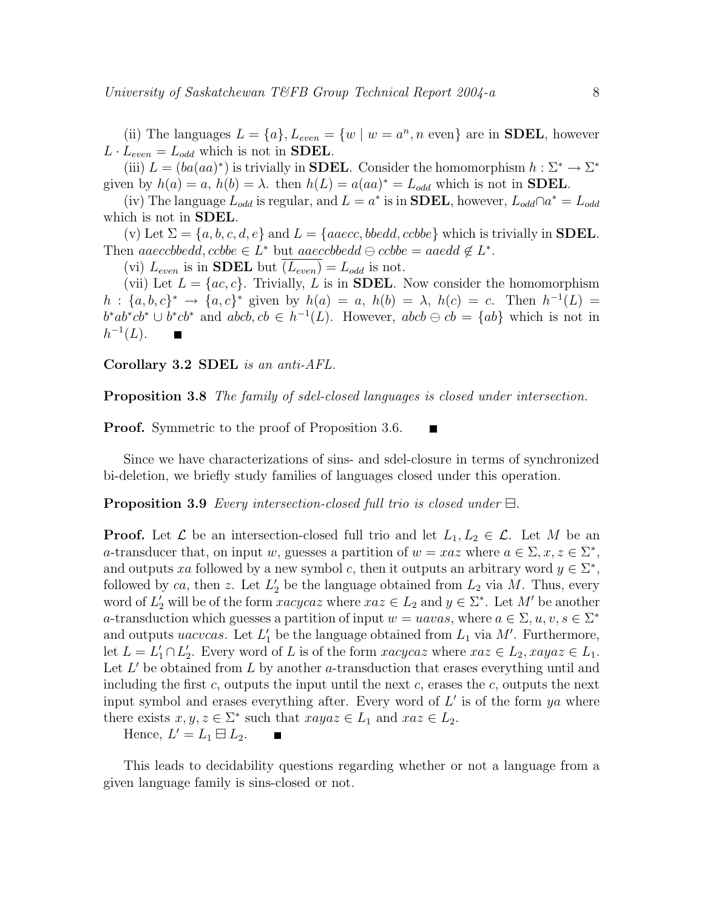(ii) The languages $L = \{a\}, L_{even} = \{w \mid w = a^n, n \text{ even}\}$ are in **SDEL**, however $L \cdot L_{even} = L_{odd}$ which is not in **SDEL**.

(iii) $L = (ba(aa)^*)$ is trivially in **SDEL**. Consider the homomorphism $h : \Sigma^* \to \Sigma^*$ given by $h(a) = a$, $h(b) = \lambda$. then $h(L) = a(aa)^* = L_{odd}$ which is not in **SDEL**.

(iv) The language $L_{odd}$ is regular, and $L = a^*$ is in **SDEL**, however, $L_{odd} \cap a^* = L_{odd}$ which is not in **SDEL**.

(v) Let $\Sigma = \{a, b, c, d, e\}$ and $L = \{aaecc, bbedd, ccbbe\}$ which is trivially in **SDEL**. Then $aaeccbbedd, ccbbe \in L^*$ but $aaeccbbedd \ominus ccbbe = aaedd \notin L^*$.

(vi) $L_{even}$ is in **SDEL** but $\overline{(L_{even})} = L_{odd}$ is not.

(vii) Let $L = \{ac, c\}$. Trivially, $L$ is in **SDEL**. Now consider the homomorphism $h : \{a, b, c\}^* \to \{a, c\}^*$ given by $h(a) = a$, $h(b) = \lambda$, $h(c) = c$. Then $h^{-1}(L) = b^*ab^*cb^* \cup b^*cb^*$ and $abcb, cb \in h^{-1}(L)$. However, $abcb \ominus cb = \{ab\}$ which is not in $h^{-1}(L)$. ■

**Corollary 3.2** **SDEL** *is an anti-AFL.*

**Proposition 3.8** *The family of sdel-closed languages is closed under intersection.*

**Proof.** Symmetric to the proof of Proposition 3.6. ■

Since we have characterizations of sins- and sdel-closure in terms of synchronized bi-deletion, we briefly study families of languages closed under this operation.

**Proposition 3.9** *Every intersection-closed full trio is closed under $\boxminus$.*

**Proof.** Let $\mathcal{L}$ be an intersection-closed full trio and let $L_1, L_2 \in \mathcal{L}$. Let $M$ be an $a$-transducer that, on input $w$, guesses a partition of $w = xaz$ where $a \in \Sigma, x, z \in \Sigma^*$, and outputs $xa$ followed by a new symbol $c$, then it outputs an arbitrary word $y \in \Sigma^*$, followed by $ca$, then $z$. Let $L_2'$ be the language obtained from $L_2$ via $M$. Thus, every word of $L_2'$ will be of the form $xacycaz$ where $xaz \in L_2$ and $y \in \Sigma^*$. Let $M'$ be another $a$-transduction which guesses a partition of input $w = uavas$, where $a \in \Sigma, u, v, s \in \Sigma^*$ and outputs $uacvcas$. Let $L_1'$ be the language obtained from $L_1$ via $M'$. Furthermore, let $L = L_1' \cap L_2'$. Every word of $L$ is of the form $xacycaz$ where $xaz \in L_2, xayaz \in L_1$. Let $L'$ be obtained from $L$ by another $a$-transduction that erases everything until and including the first $c$, outputs the input until the next $c$, erases the $c$, outputs the next input symbol and erases everything after. Every word of $L'$ is of the form $ya$ where there exists $x, y, z \in \Sigma^*$ such that $xayaz \in L_1$ and $xaz \in L_2$.

Hence, $L' = L_1 \boxminus L_2$. ■

This leads to decidability questions regarding whether or not a language from a given language family is sins-closed or not.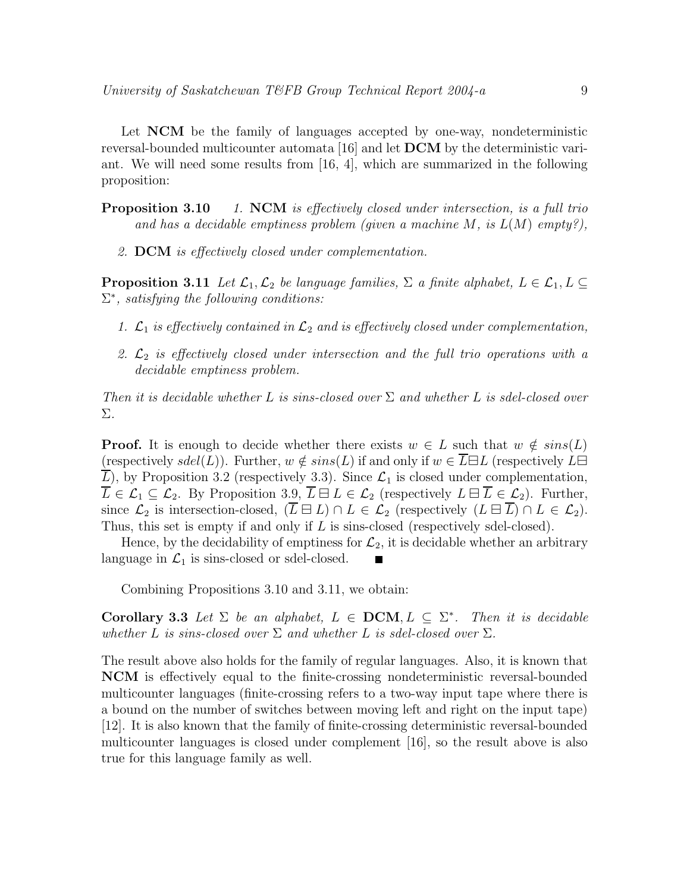Let **NCM** be the family of languages accepted by one-way, nondeterministic reversal-bounded multicounter automata [16] and let **DCM** by the deterministic variant. We will need some results from [16, 4], which are summarized in the following proposition:

**Proposition 3.10** *1.* **NCM** *is effectively closed under intersection, is a full trio and has a decidable emptiness problem (given a machine $M$, is $L(M)$ empty?),*

*2.* **DCM** *is effectively closed under complementation.*

**Proposition 3.11** *Let $\mathcal{L}_1, \mathcal{L}_2$ be language families, $\Sigma$ a finite alphabet, $L \in \mathcal{L}_1, L \subseteq \Sigma^*$, satisfying the following conditions:*

1. *$\mathcal{L}_1$ is effectively contained in $\mathcal{L}_2$ and is effectively closed under complementation,*
2. *$\mathcal{L}_2$ is effectively closed under intersection and the full trio operations with a decidable emptiness problem.*

*Then it is decidable whether $L$ is sins-closed over $\Sigma$ and whether $L$ is sdel-closed over $\Sigma$.*

**Proof.** It is enough to decide whether there exists $w \in L$ such that $w \notin sins(L)$ (respectively $sdel(L)$). Further, $w \notin sins(L)$ if and only if $w \in \overline{L} \boxminus L$ (respectively $L \boxminus \overline{L}$), by Proposition 3.2 (respectively 3.3). Since $\mathcal{L}_1$ is closed under complementation, $\overline{L} \in \mathcal{L}_1 \subseteq \mathcal{L}_2$. By Proposition 3.9, $\overline{L} \boxminus L \in \mathcal{L}_2$ (respectively $L \boxminus \overline{L} \in \mathcal{L}_2$). Further, since $\mathcal{L}_2$ is intersection-closed, $(\overline{L} \boxminus L) \cap L \in \mathcal{L}_2$ (respectively $(L \boxminus \overline{L}) \cap L \in \mathcal{L}_2$). Thus, this set is empty if and only if $L$ is sins-closed (respectively sdel-closed).

Hence, by the decidability of emptiness for $\mathcal{L}_2$, it is decidable whether an arbitrary language in $\mathcal{L}_1$ is sins-closed or sdel-closed. ■

Combining Propositions 3.10 and 3.11, we obtain:

**Corollary 3.3** *Let $\Sigma$ be an alphabet, $L \in$ **DCM**$, L \subseteq \Sigma^*$. Then it is decidable whether $L$ is sins-closed over $\Sigma$ and whether $L$ is sdel-closed over $\Sigma$.*

The result above also holds for the family of regular languages. Also, it is known that **NCM** is effectively equal to the finite-crossing nondeterministic reversal-bounded multicounter languages (finite-crossing refers to a two-way input tape where there is a bound on the number of switches between moving left and right on the input tape) [12]. It is also known that the family of finite-crossing deterministic reversal-bounded multicounter languages is closed under complement [16], so the result above is also true for this language family as well.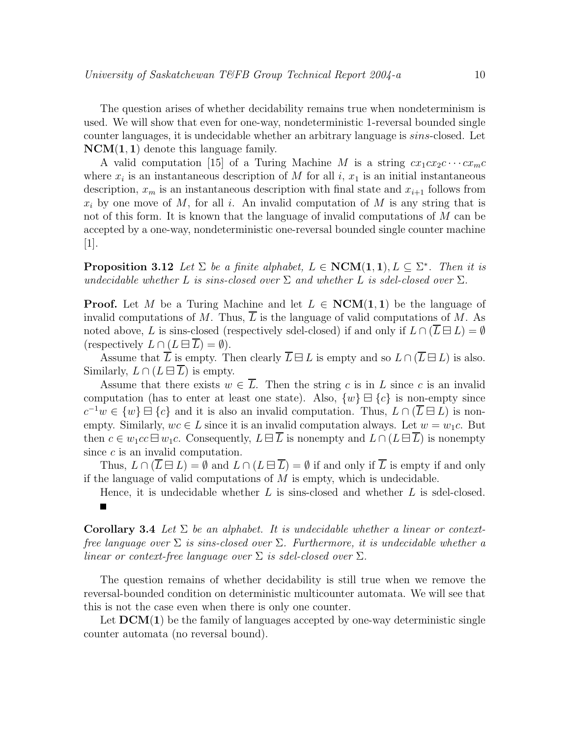The question arises of whether decidability remains true when nondeterminism is used. We will show that even for one-way, nondeterministic 1-reversal bounded single counter languages, it is undecidable whether an arbitrary language is *sins*-closed. Let $\mathbf{NCM(1,1)}$ denote this language family.

A valid computation [15] of a Turing Machine $M$ is a string $cx_1cx_2c\cdots cx_mc$ where $x_i$ is an instantaneous description of $M$ for all $i$, $x_1$ is an initial instantaneous description, $x_m$ is an instantaneous description with final state and $x_{i+1}$ follows from $x_i$ by one move of $M$, for all $i$. An invalid computation of $M$ is any string that is not of this form. It is known that the language of invalid computations of $M$ can be accepted by a one-way, nondeterministic one-reversal bounded single counter machine [1].

**Proposition 3.12** *Let $\Sigma$ be a finite alphabet, $L \in \mathbf{NCM(1,1)}, L \subseteq \Sigma^*$. Then it is undecidable whether $L$ is sins-closed over $\Sigma$ and whether $L$ is sdel-closed over $\Sigma$.*

**Proof.** Let $M$ be a Turing Machine and let $L \in \mathbf{NCM(1,1)}$ be the language of invalid computations of $M$. Thus, $\overline{L}$ is the language of valid computations of $M$. As noted above, $L$ is sins-closed (respectively sdel-closed) if and only if $L \cap (\overline{L} \boxminus L) = \emptyset$ (respectively $L \cap (L \boxminus \overline{L}) = \emptyset$).

Assume that $\overline{L}$ is empty. Then clearly $\overline{L} \boxminus L$ is empty and so $L \cap (\overline{L} \boxminus L)$ is also. Similarly, $L \cap (L \boxminus \overline{L})$ is empty.

Assume that there exists $w \in \overline{L}$. Then the string $c$ is in $L$ since $c$ is an invalid computation (has to enter at least one state). Also, $\{w\} \boxminus \{c\}$ is non-empty since $c^{-1}w \in \{w\} \boxminus \{c\}$ and it is also an invalid computation. Thus, $L \cap (\overline{L} \boxminus L)$ is non-empty. Similarly, $wc \in L$ since it is an invalid computation always. Let $w = w_1c$. But then $c \in w_1cc \boxminus w_1c$. Consequently, $L \boxminus \overline{L}$ is nonempty and $L \cap (L \boxminus \overline{L})$ is nonempty since $c$ is an invalid computation.

Thus, $L \cap (\overline{L} \boxminus L) = \emptyset$ and $L \cap (L \boxminus \overline{L}) = \emptyset$ if and only if $\overline{L}$ is empty if and only if the language of valid computations of $M$ is empty, which is undecidable.

Hence, it is undecidable whether $L$ is sins-closed and whether $L$ is sdel-closed. ∎

**Corollary 3.4** *Let $\Sigma$ be an alphabet. It is undecidable whether a linear or context-free language over $\Sigma$ is sins-closed over $\Sigma$. Furthermore, it is undecidable whether a linear or context-free language over $\Sigma$ is sdel-closed over $\Sigma$.*

The question remains of whether decidability is still true when we remove the reversal-bounded condition on deterministic multicounter automata. We will see that this is not the case even when there is only one counter.

Let $\mathbf{DCM(1)}$ be the family of languages accepted by one-way deterministic single counter automata (no reversal bound).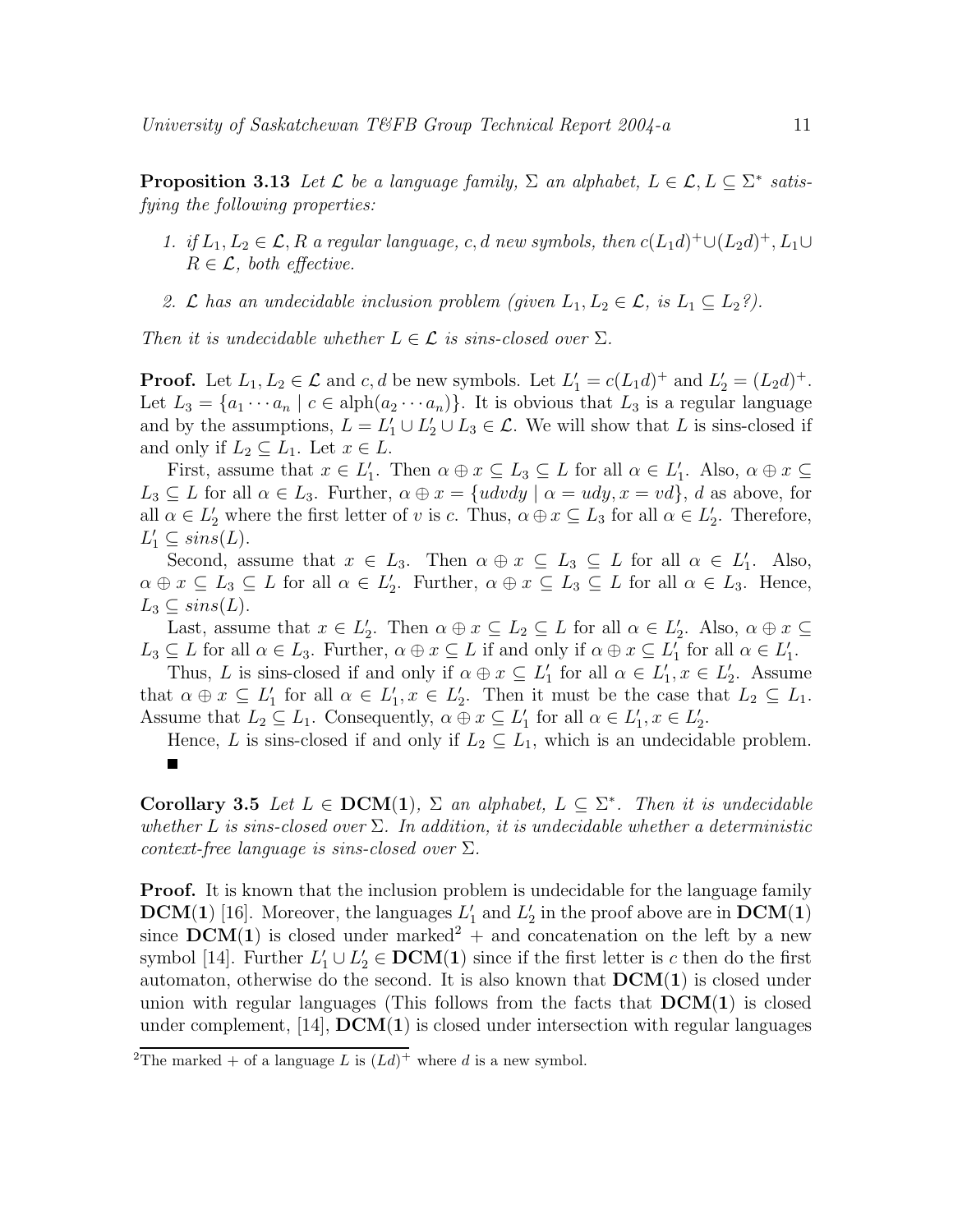**Proposition 3.13** *Let $\mathcal{L}$ be a language family, $\Sigma$ an alphabet, $L \in \mathcal{L}, L \subseteq \Sigma^*$ satisfying the following properties:*

1. *if $L_1, L_2 \in \mathcal{L}, R$ a regular language, $c, d$ new symbols, then $c(L_1 d)^+ \cup (L_2 d)^+, L_1 \cup R \in \mathcal{L}$, both effective.*
2. *$\mathcal{L}$ has an undecidable inclusion problem (given $L_1, L_2 \in \mathcal{L}$, is $L_1 \subseteq L_2$?).*

*Then it is undecidable whether $L \in \mathcal{L}$ is sins-closed over $\Sigma$.*

**Proof.** Let $L_1, L_2 \in \mathcal{L}$ and $c, d$ be new symbols. Let $L_1' = c(L_1 d)^+$ and $L_2' = (L_2 d)^+$. Let $L_3 = \{a_1 \cdots a_n \mid c \in \text{alph}(a_2 \cdots a_n)\}$. It is obvious that $L_3$ is a regular language and by the assumptions, $L = L_1' \cup L_2' \cup L_3 \in \mathcal{L}$. We will show that $L$ is sins-closed if and only if $L_2 \subseteq L_1$. Let $x \in L$.

First, assume that $x \in L_1'$. Then $\alpha \oplus x \subseteq L_3 \subseteq L$ for all $\alpha \in L_1'$. Also, $\alpha \oplus x \subseteq L_3 \subseteq L$ for all $\alpha \in L_3$. Further, $\alpha \oplus x = \{udvdy \mid \alpha = udy, x = vd\}$, $d$ as above, for all $\alpha \in L_2'$ where the first letter of $v$ is $c$. Thus, $\alpha \oplus x \subseteq L_3$ for all $\alpha \in L_2'$. Therefore, $L_1' \subseteq sins(L)$.

Second, assume that $x \in L_3$. Then $\alpha \oplus x \subseteq L_3 \subseteq L$ for all $\alpha \in L_1'$. Also, $\alpha \oplus x \subseteq L_3 \subseteq L$ for all $\alpha \in L_2'$. Further, $\alpha \oplus x \subseteq L_3 \subseteq L$ for all $\alpha \in L_3$. Hence, $L_3 \subseteq sins(L)$.

Last, assume that $x \in L_2'$. Then $\alpha \oplus x \subseteq L_2 \subseteq L$ for all $\alpha \in L_2'$. Also, $\alpha \oplus x \subseteq L_3 \subseteq L$ for all $\alpha \in L_3$. Further, $\alpha \oplus x \subseteq L$ if and only if $\alpha \oplus x \subseteq L_1'$ for all $\alpha \in L_1'$.

Thus, $L$ is sins-closed if and only if $\alpha \oplus x \subseteq L_1'$ for all $\alpha \in L_1', x \in L_2'$. Assume that $\alpha \oplus x \subseteq L_1'$ for all $\alpha \in L_1', x \in L_2'$. Then it must be the case that $L_2 \subseteq L_1$. Assume that $L_2 \subseteq L_1$. Consequently, $\alpha \oplus x \subseteq L_1'$ for all $\alpha \in L_1', x \in L_2'$.

Hence, $L$ is sins-closed if and only if $L_2 \subseteq L_1$, which is an undecidable problem. ∎

**Corollary 3.5** *Let $L \in \mathbf{DCM(1)}$, $\Sigma$ an alphabet, $L \subseteq \Sigma^*$. Then it is undecidable whether $L$ is sins-closed over $\Sigma$. In addition, it is undecidable whether a deterministic context-free language is sins-closed over $\Sigma$.*

**Proof.** It is known that the inclusion problem is undecidable for the language family $\mathbf{DCM(1)}$ [16]. Moreover, the languages $L_1'$ and $L_2'$ in the proof above are in $\mathbf{DCM(1)}$ since $\mathbf{DCM(1)}$ is closed under marked[2] + and concatenation on the left by a new symbol [14]. Further $L_1' \cup L_2' \in \mathbf{DCM(1)}$ since if the first letter is $c$ then do the first automaton, otherwise do the second. It is also known that $\mathbf{DCM(1)}$ is closed under union with regular languages (This follows from the facts that $\mathbf{DCM(1)}$ is closed under complement, [14], $\mathbf{DCM(1)}$ is closed under intersection with regular languages

[2] The marked + of a language $L$ is $(Ld)^+$ where $d$ is a new symbol.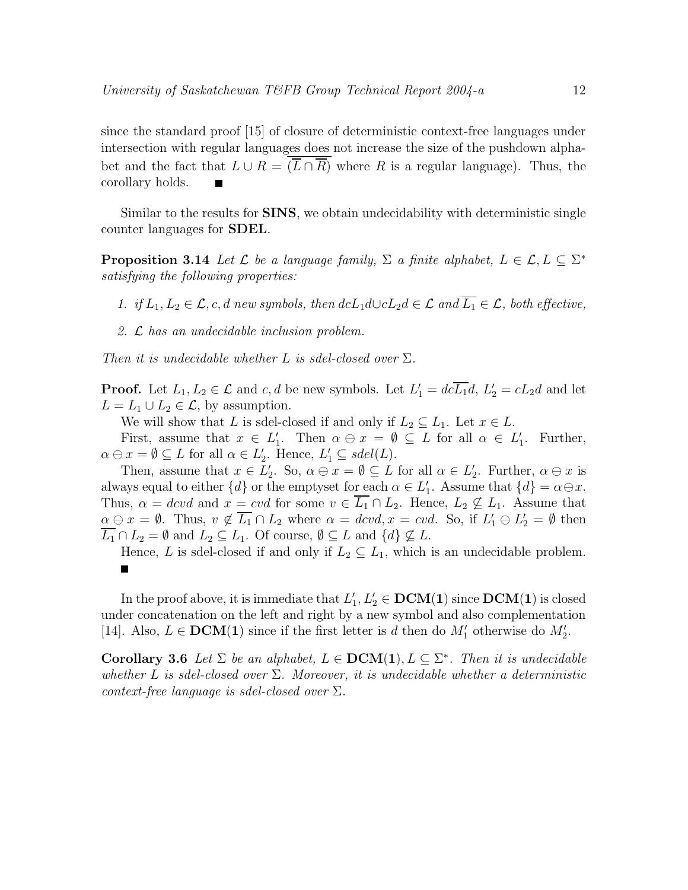since the standard proof [15] of closure of deterministic context-free languages under intersection with regular languages does not increase the size of the pushdown alphabet and the fact that $L \cup R = \overline{(\overline{L} \cap \overline{R})}$ where $R$ is a regular language). Thus, the corollary holds. ■

Similar to the results for **SINS**, we obtain undecidability with deterministic single counter languages for **SDEL**.

**Proposition 3.14** *Let $\mathcal{L}$ be a language family, $\Sigma$ a finite alphabet, $L \in \mathcal{L}, L \subseteq \Sigma^*$ satisfying the following properties:*

1. *if $L_1, L_2 \in \mathcal{L}, c, d$ new symbols, then $dcL_1d \cup cL_2d \in \mathcal{L}$ and $\overline{L_1} \in \mathcal{L}$, both effective,*
2. *$\mathcal{L}$ has an undecidable inclusion problem.*

*Then it is undecidable whether $L$ is sdel-closed over $\Sigma$.*

**Proof.** Let $L_1, L_2 \in \mathcal{L}$ and $c, d$ be new symbols. Let $L'_1 = dc\overline{L_1}d$, $L'_2 = cL_2d$ and let $L = L_1 \cup L_2 \in \mathcal{L}$, by assumption.

We will show that $L$ is sdel-closed if and only if $L_2 \subseteq L_1$. Let $x \in L$.

First, assume that $x \in L'_1$. Then $\alpha \ominus x = \emptyset \subseteq L$ for all $\alpha \in L'_1$. Further, $\alpha \ominus x = \emptyset \subseteq L$ for all $\alpha \in L'_2$. Hence, $L'_1 \subseteq sdel(L)$.

Then, assume that $x \in L'_2$. So, $\alpha \ominus x = \emptyset \subseteq L$ for all $\alpha \in L'_2$. Further, $\alpha \ominus x$ is always equal to either $\{d\}$ or the emptyset for each $\alpha \in L'_1$. Assume that $\{d\} = \alpha \ominus x$. Thus, $\alpha = dcvd$ and $x = cvd$ for some $v \in \overline{L_1} \cap L_2$. Hence, $L_2 \not\subseteq L_1$. Assume that $\alpha \ominus x = \emptyset$. Thus, $v \notin \overline{L_1} \cap L_2$ where $\alpha = dcvd, x = cvd$. So, if $L'_1 \ominus L'_2 = \emptyset$ then $\overline{L_1} \cap L_2 = \emptyset$ and $L_2 \subseteq L_1$. Of course, $\emptyset \subseteq L$ and $\{d\} \not\subseteq L$.

Hence, $L$ is sdel-closed if and only if $L_2 \subseteq L_1$, which is an undecidable problem. ■

In the proof above, it is immediate that $L'_1, L'_2 \in \mathbf{DCM(1)}$ since $\mathbf{DCM(1)}$ is closed under concatenation on the left and right by a new symbol and also complementation [14]. Also, $L \in \mathbf{DCM(1)}$ since if the first letter is $d$ then do $M'_1$ otherwise do $M'_2$.

**Corollary 3.6** *Let $\Sigma$ be an alphabet, $L \in \mathbf{DCM(1)}, L \subseteq \Sigma^*$. Then it is undecidable whether $L$ is sdel-closed over $\Sigma$. Moreover, it is undecidable whether a deterministic context-free language is sdel-closed over $\Sigma$.*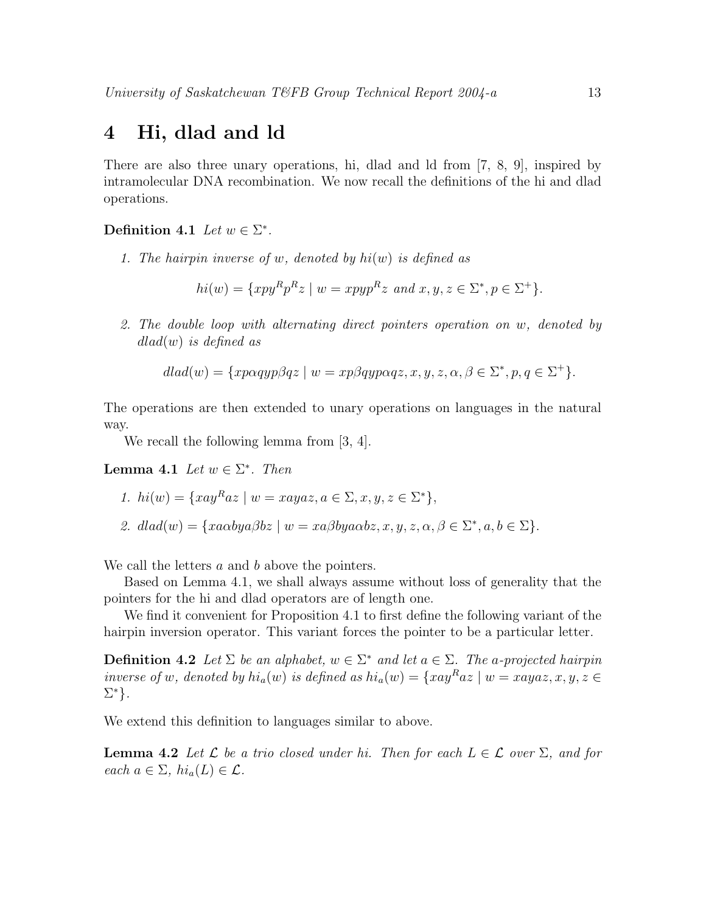# 4 Hi, dlad and ld

There are also three unary operations, hi, dlad and ld from [7, 8, 9], inspired by intramolecular DNA recombination. We now recall the definitions of the hi and dlad operations.

**Definition 4.1** *Let $w \in \Sigma^*$.*

1. *The hairpin inverse of $w$, denoted by $hi(w)$ is defined as*

$$hi(w) = \{xpy^Rp^Rz \mid w = xpyp^Rz \text{ and } x, y, z \in \Sigma^*, p \in \Sigma^+\}.$$

2. *The double loop with alternating direct pointers operation on $w$, denoted by $dlad(w)$ is defined as*

$$dlad(w) = \{xp\alpha qyp\beta qz \mid w = xp\beta qyp\alpha qz, x, y, z, \alpha, \beta \in \Sigma^*, p, q \in \Sigma^+\}.$$

The operations are then extended to unary operations on languages in the natural way.

We recall the following lemma from [3, 4].

**Lemma 4.1** *Let $w \in \Sigma^*$. Then*

1. *$hi(w) = \{xay^Raz \mid w = xayaz, a \in \Sigma, x, y, z \in \Sigma^*\}$,*
2. *$dlad(w) = \{xa\alpha bya\beta bz \mid w = xa\beta bya\alpha bz, x, y, z, \alpha, \beta \in \Sigma^*, a, b \in \Sigma\}$.*

We call the letters $a$ and $b$ above the pointers.

Based on Lemma 4.1, we shall always assume without loss of generality that the pointers for the hi and dlad operators are of length one.

We find it convenient for Proposition 4.1 to first define the following variant of the hairpin inversion operator. This variant forces the pointer to be a particular letter.

**Definition 4.2** *Let $\Sigma$ be an alphabet, $w \in \Sigma^*$ and let $a \in \Sigma$. The $a$-projected hairpin inverse of $w$, denoted by $hi_a(w)$ is defined as $hi_a(w) = \{xay^Raz \mid w = xayaz, x, y, z \in \Sigma^*\}$.*

We extend this definition to languages similar to above.

**Lemma 4.2** *Let $\mathcal{L}$ be a trio closed under hi. Then for each $L \in \mathcal{L}$ over $\Sigma$, and for each $a \in \Sigma$, $hi_a(L) \in \mathcal{L}$.*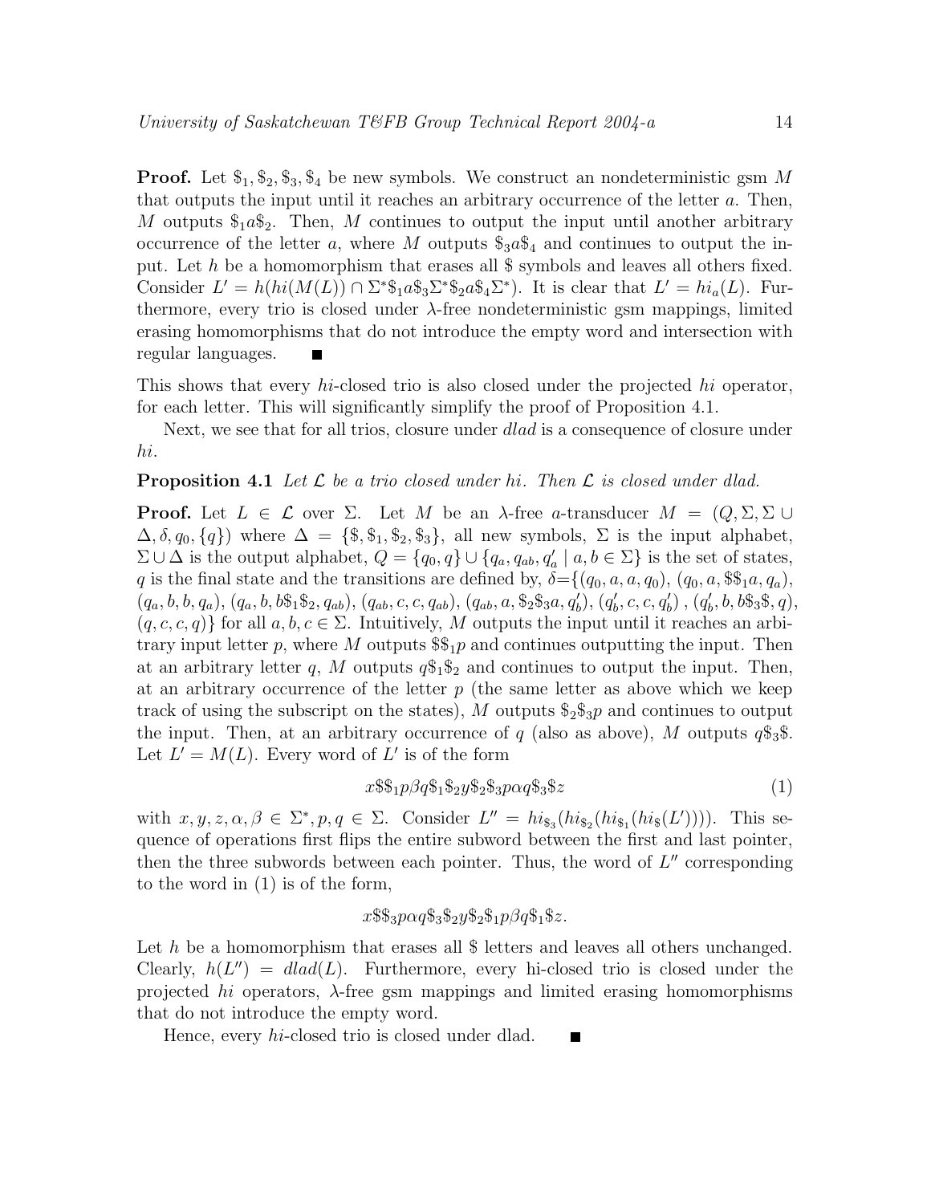**Proof.** Let $\$_1, \$_2, \$_3, \$_4$ be new symbols. We construct an nondeterministic gsm $M$ that outputs the input until it reaches an arbitrary occurrence of the letter $a$. Then, $M$ outputs $\$_1 a \$_2$. Then, $M$ continues to output the input until another arbitrary occurrence of the letter $a$, where $M$ outputs $\$_3 a \$_4$ and continues to output the input. Let $h$ be a homomorphism that erases all \$ symbols and leaves all others fixed. Consider $L' = h(hi(M(L)) \cap \Sigma^* \$_1 a \$_3 \Sigma^* \$_2 a \$_4 \Sigma^*)$. It is clear that $L' = hi_a(L)$. Furthermore, every trio is closed under $\lambda$-free nondeterministic gsm mappings, limited erasing homomorphisms that do not introduce the empty word and intersection with regular languages. ∎

This shows that every *hi*-closed trio is also closed under the projected *hi* operator, for each letter. This will significantly simplify the proof of Proposition 4.1.

Next, we see that for all trios, closure under *dlad* is a consequence of closure under *hi*.

**Proposition 4.1** *Let $\mathcal{L}$ be a trio closed under hi. Then $\mathcal{L}$ is closed under dlad.*

**Proof.** Let $L \in \mathcal{L}$ over $\Sigma$. Let $M$ be an $\lambda$-free $a$-transducer $M = (Q, \Sigma, \Sigma \cup \Delta, \delta, q_0, \{q\})$ where $\Delta = \{\$, \$_1, \$_2, \$_3\}$, all new symbols, $\Sigma$ is the input alphabet, $\Sigma \cup \Delta$ is the output alphabet, $Q = \{q_0, q\} \cup \{q_a, q_{ab}, q'_a \mid a, b \in \Sigma\}$ is the set of states, $q$ is the final state and the transitions are defined by, $\delta = \{(q_0, a, a, q_0), (q_0, a, \$\$_1 a, q_a), (q_a, b, b, q_a), (q_a, b, b\$_1\$_2, q_{ab}), (q_{ab}, c, c, q_{ab}), (q_{ab}, a, \$_2\$_3 a, q'_b), (q'_b, c, c, q'_b), (q'_b, b, b\$_3\$, q), (q, c, c, q)\}$ for all $a, b, c \in \Sigma$. Intuitively, $M$ outputs the input until it reaches an arbitrary input letter $p$, where $M$ outputs $\$\$_1 p$ and continues outputting the input. Then at an arbitrary letter $q$, $M$ outputs $q\$_1\$_2$ and continues to output the input. Then, at an arbitrary occurrence of the letter $p$ (the same letter as above which we keep track of using the subscript on the states), $M$ outputs $\$_2\$_3 p$ and continues to output the input. Then, at an arbitrary occurrence of $q$ (also as above), $M$ outputs $q\$_3\$$. Let $L' = M(L)$. Every word of $L'$ is of the form

$$x\$\$_1 p \beta q \$_1 \$_2 y \$_2 \$_3 p \alpha q \$_3 \$ z \tag{1}$$

with $x, y, z, \alpha, \beta \in \Sigma^*, p, q \in \Sigma$. Consider $L'' = hi_{\$_3}(hi_{\$_2}(hi_{\$_1}(hi_{\$}(L'))))$. This sequence of operations first flips the entire subword between the first and last pointer, then the three subwords between each pointer. Thus, the word of $L''$ corresponding to the word in (1) is of the form,

$$x\$\$_3 p \alpha q \$_3 \$_2 y \$_2 \$_1 p \beta q \$_1 \$ z.$$

Let $h$ be a homomorphism that erases all \$ letters and leaves all others unchanged. Clearly, $h(L'') = dlad(L)$. Furthermore, every hi-closed trio is closed under the projected *hi* operators, $\lambda$-free gsm mappings and limited erasing homomorphisms that do not introduce the empty word.

Hence, every *hi*-closed trio is closed under dlad. ∎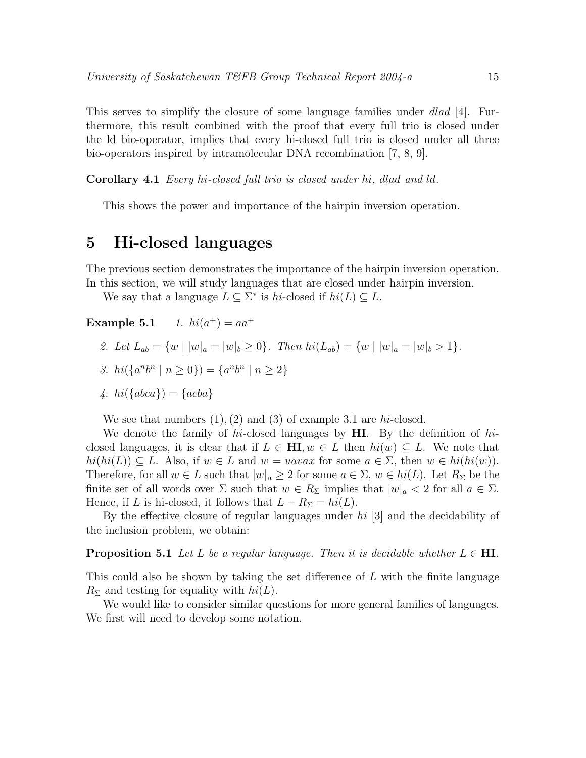This serves to simplify the closure of some language families under *dlad* [4]. Furthermore, this result combined with the proof that every full trio is closed under the ld bio-operator, implies that every hi-closed full trio is closed under all three bio-operators inspired by intramolecular DNA recombination [7, 8, 9].

**Corollary 4.1** *Every hi-closed full trio is closed under hi, dlad and ld.*

This shows the power and importance of the hairpin inversion operation.

# 5 Hi-closed languages

The previous section demonstrates the importance of the hairpin inversion operation. In this section, we will study languages that are closed under hairpin inversion.

We say that a language $L \subseteq \Sigma^*$ is *hi*-closed if $hi(L) \subseteq L$.

**Example 5.1**

1. $hi(a^+) = aa^+$
2. Let $L_{ab} = \{w \mid |w|_a = |w|_b \geq 0\}$. Then $hi(L_{ab}) = \{w \mid |w|_a = |w|_b > 1\}$.
3. $hi(\{a^n b^n \mid n \geq 0\}) = \{a^n b^n \mid n \geq 2\}$
4. $hi(\{abca\}) = \{acba\}$

We see that numbers $(1), (2)$ and $(3)$ of example 3.1 are *hi*-closed.

We denote the family of *hi*-closed languages by **HI**. By the definition of *hi*-closed languages, it is clear that if $L \in \mathbf{HI}, w \in L$ then $hi(w) \subseteq L$. We note that $hi(hi(L)) \subseteq L$. Also, if $w \in L$ and $w = uavax$ for some $a \in \Sigma$, then $w \in hi(hi(w))$. Therefore, for all $w \in L$ such that $|w|_a \geq 2$ for some $a \in \Sigma$, $w \in hi(L)$. Let $R_\Sigma$ be the finite set of all words over $\Sigma$ such that $w \in R_\Sigma$ implies that $|w|_a < 2$ for all $a \in \Sigma$. Hence, if $L$ is hi-closed, it follows that $L - R_\Sigma = hi(L)$.

By the effective closure of regular languages under *hi* [3] and the decidability of the inclusion problem, we obtain:

**Proposition 5.1** *Let $L$ be a regular language. Then it is decidable whether $L \in$* **HI**.

This could also be shown by taking the set difference of $L$ with the finite language $R_\Sigma$ and testing for equality with $hi(L)$.

We would like to consider similar questions for more general families of languages. We first will need to develop some notation.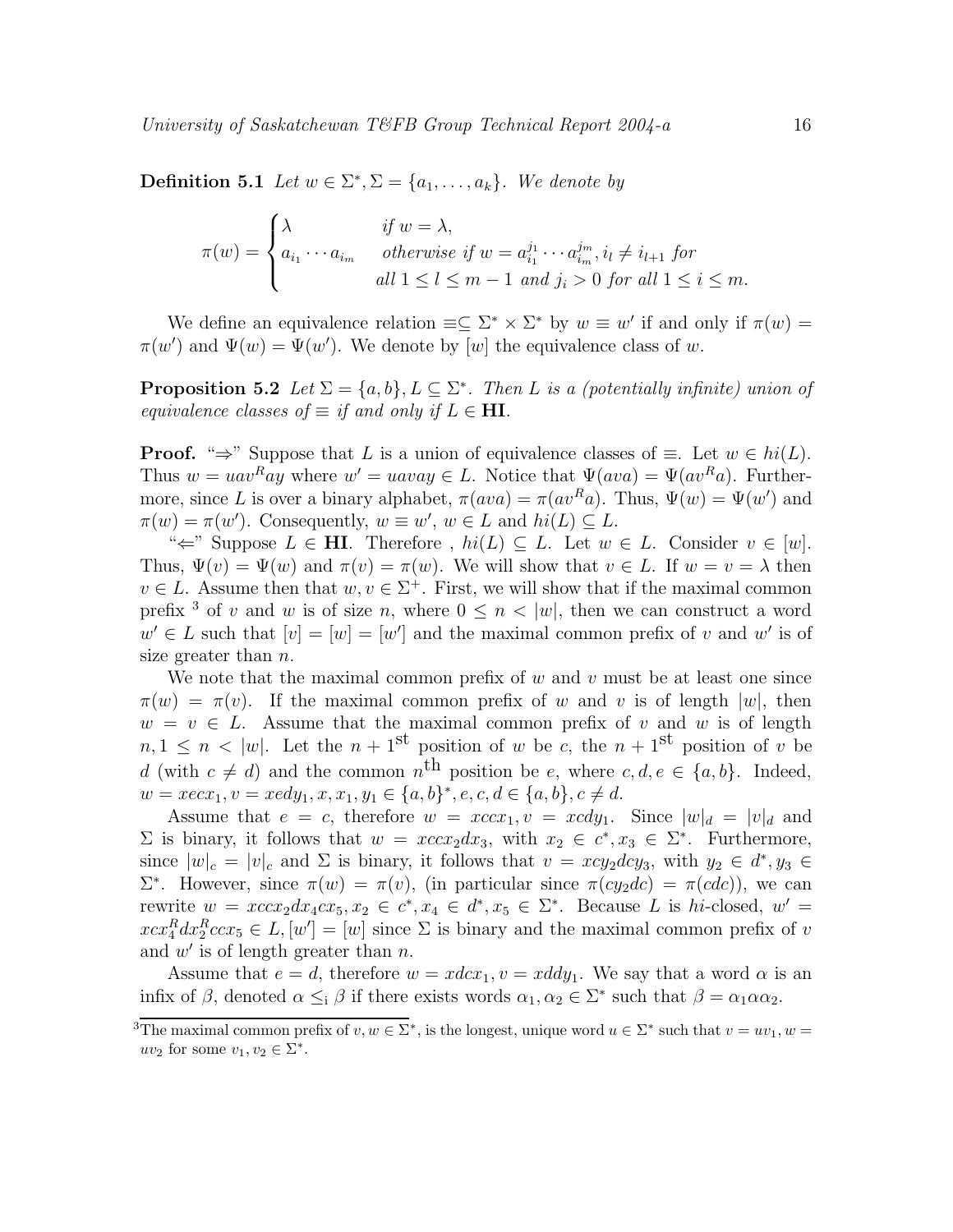**Definition 5.1** *Let $w \in \Sigma^*, \Sigma = \{a_1, \ldots, a_k\}$. We denote by*

$$\pi(w) = \begin{cases} \lambda & \text{if } w = \lambda, \\ a_{i_1} \cdots a_{i_m} & \text{otherwise if } w = a_{i_1}^{j_1} \cdots a_{i_m}^{j_m}, i_l \neq i_{l+1} \text{ for} \\ & \text{all } 1 \leq l \leq m-1 \text{ and } j_i > 0 \text{ for all } 1 \leq i \leq m. \end{cases}$$

We define an equivalence relation $\equiv \subseteq \Sigma^* \times \Sigma^*$ by $w \equiv w'$ if and only if $\pi(w) = \pi(w')$ and $\Psi(w) = \Psi(w')$. We denote by $[w]$ the equivalence class of $w$.

**Proposition 5.2** *Let $\Sigma = \{a, b\}, L \subseteq \Sigma^*$. Then $L$ is a (potentially infinite) union of equivalence classes of $\equiv$ if and only if $L \in$ **HI**.*

**Proof.** "$\Rightarrow$" Suppose that $L$ is a union of equivalence classes of $\equiv$. Let $w \in hi(L)$. Thus $w = uav^Ray$ where $w' = uavay \in L$. Notice that $\Psi(ava) = \Psi(av^Ra)$. Furthermore, since $L$ is over a binary alphabet, $\pi(ava) = \pi(av^Ra)$. Thus, $\Psi(w) = \Psi(w')$ and $\pi(w) = \pi(w')$. Consequently, $w \equiv w'$, $w \in L$ and $hi(L) \subseteq L$.

"$\Leftarrow$" Suppose $L \in$ **HI**. Therefore , $hi(L) \subseteq L$. Let $w \in L$. Consider $v \in [w]$. Thus, $\Psi(v) = \Psi(w)$ and $\pi(v) = \pi(w)$. We will show that $v \in L$. If $w = v = \lambda$ then $v \in L$. Assume then that $w, v \in \Sigma^+$. First, we will show that if the maximal common prefix [3] of $v$ and $w$ is of size $n$, where $0 \leq n < |w|$, then we can construct a word $w' \in L$ such that $[v] = [w] = [w']$ and the maximal common prefix of $v$ and $w'$ is of size greater than $n$.

We note that the maximal common prefix of $w$ and $v$ must be at least one since $\pi(w) = \pi(v)$. If the maximal common prefix of $w$ and $v$ is of length $|w|$, then $w = v \in L$. Assume that the maximal common prefix of $v$ and $w$ is of length $n, 1 \leq n < |w|$. Let the $n+1^{\text{st}}$ position of $w$ be $c$, the $n+1^{\text{st}}$ position of $v$ be $d$ (with $c \neq d$) and the common $n^{\text{th}}$ position be $e$, where $c, d, e \in \{a, b\}$. Indeed, $w = xecx_1, v = xedy_1, x, x_1, y_1 \in \{a, b\}^*, e, c, d \in \{a, b\}, c \neq d$.

Assume that $e = c$, therefore $w = xccx_1, v = xcdy_1$. Since $|w|_d = |v|_d$ and $\Sigma$ is binary, it follows that $w = xccx_2dx_3$, with $x_2 \in c^*, x_3 \in \Sigma^*$. Furthermore, since $|w|_c = |v|_c$ and $\Sigma$ is binary, it follows that $v = xcy_2dcy_3$, with $y_2 \in d^*, y_3 \in \Sigma^*$. However, since $\pi(w) = \pi(v)$, (in particular since $\pi(cy_2dc) = \pi(cdc)$), we can rewrite $w = xccx_2dx_4cx_5, x_2 \in c^*, x_4 \in d^*, x_5 \in \Sigma^*$. Because $L$ is $hi$-closed, $w' = xcx_4^Rdx_2^Rccx_5 \in L, [w'] = [w]$ since $\Sigma$ is binary and the maximal common prefix of $v$ and $w'$ is of length greater than $n$.

Assume that $e = d$, therefore $w = xdcx_1, v = xddy_1$. We say that a word $\alpha$ is an infix of $\beta$, denoted $\alpha \leq_{\text{i}} \beta$ if there exists words $\alpha_1, \alpha_2 \in \Sigma^*$ such that $\beta = \alpha_1\alpha\alpha_2$.

---

[3] The maximal common prefix of $v, w \in \Sigma^*$, is the longest, unique word $u \in \Sigma^*$ such that $v = uv_1, w = uv_2$ for some $v_1, v_2 \in \Sigma^*$.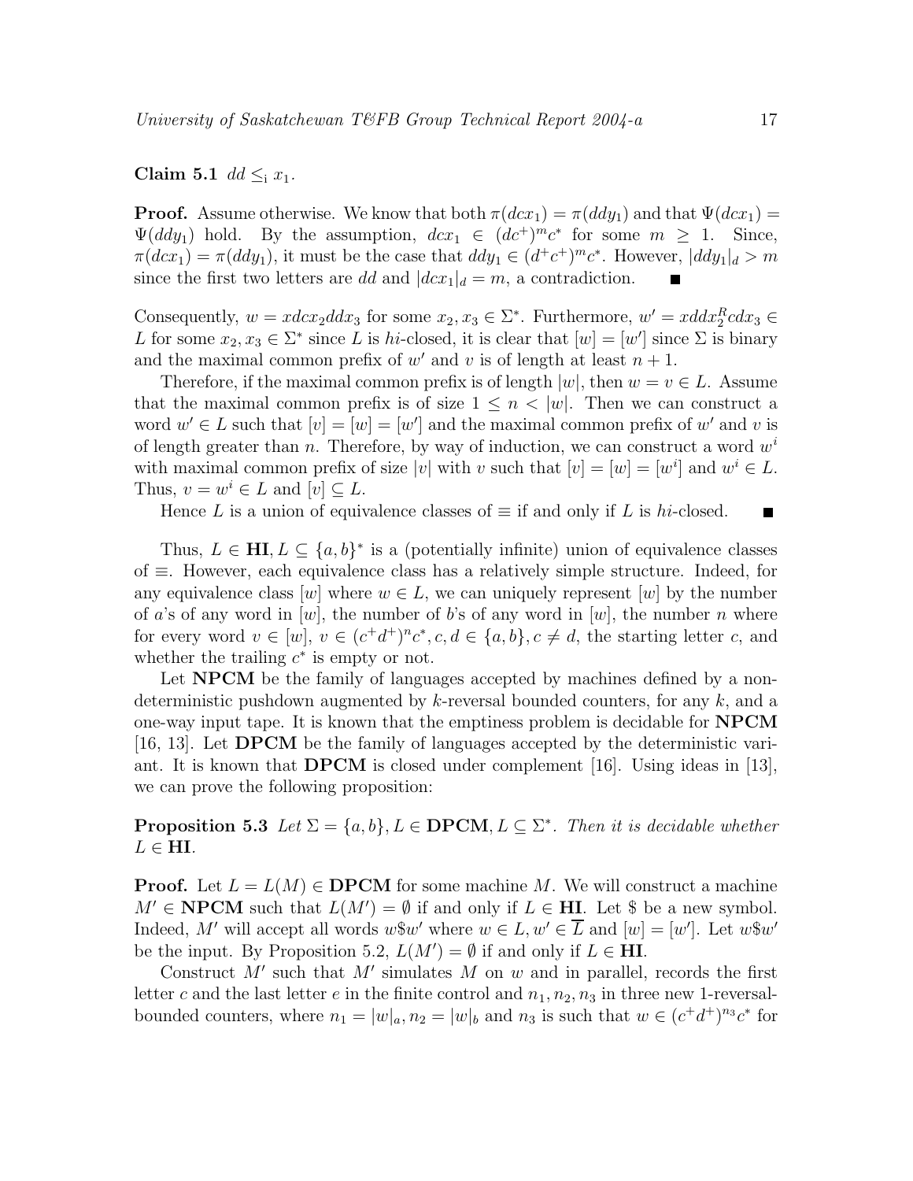**Claim 5.1** $dd \leq_{\mathrm{i}} x_1$.

**Proof.** Assume otherwise. We know that both $\pi(dcx_1) = \pi(ddy_1)$ and that $\Psi(dcx_1) = \Psi(ddy_1)$ hold. By the assumption, $dcx_1 \in (dc^+)^m c^*$ for some $m \geq 1$. Since, $\pi(dcx_1) = \pi(ddy_1)$, it must be the case that $ddy_1 \in (d^+c^+)^m c^*$. However, $|ddy_1|_d > m$ since the first two letters are $dd$ and $|dcx_1|_d = m$, a contradiction. ■

Consequently, $w = xdcx_2ddx_3$ for some $x_2, x_3 \in \Sigma^*$. Furthermore, $w' = xddx_2^R cdx_3 \in L$ for some $x_2, x_3 \in \Sigma^*$ since $L$ is *hi*-closed, it is clear that $[w] = [w']$ since $\Sigma$ is binary and the maximal common prefix of $w'$ and $v$ is of length at least $n+1$.

Therefore, if the maximal common prefix is of length $|w|$, then $w = v \in L$. Assume that the maximal common prefix is of size $1 \leq n < |w|$. Then we can construct a word $w' \in L$ such that $[v] = [w] = [w']$ and the maximal common prefix of $w'$ and $v$ is of length greater than $n$. Therefore, by way of induction, we can construct a word $w^i$ with maximal common prefix of size $|v|$ with $v$ such that $[v] = [w] = [w^i]$ and $w^i \in L$. Thus, $v = w^i \in L$ and $[v] \subseteq L$.

Hence $L$ is a union of equivalence classes of $\equiv$ if and only if $L$ is *hi*-closed. ■

Thus, $L \in \mathbf{HI}, L \subseteq \{a,b\}^*$ is a (potentially infinite) union of equivalence classes of $\equiv$. However, each equivalence class has a relatively simple structure. Indeed, for any equivalence class $[w]$ where $w \in L$, we can uniquely represent $[w]$ by the number of $a$'s of any word in $[w]$, the number of $b$'s of any word in $[w]$, the number $n$ where for every word $v \in [w]$, $v \in (c^+d^+)^n c^*, c, d \in \{a,b\}, c \neq d$, the starting letter $c$, and whether the trailing $c^*$ is empty or not.

Let **NPCM** be the family of languages accepted by machines defined by a nondeterministic pushdown augmented by $k$-reversal bounded counters, for any $k$, and a one-way input tape. It is known that the emptiness problem is decidable for **NPCM** [16, 13]. Let **DPCM** be the family of languages accepted by the deterministic variant. It is known that **DPCM** is closed under complement [16]. Using ideas in [13], we can prove the following proposition:

**Proposition 5.3** *Let $\Sigma = \{a,b\}, L \in \mathbf{DPCM}, L \subseteq \Sigma^*$. Then it is decidable whether $L \in \mathbf{HI}$.*

**Proof.** Let $L = L(M) \in \mathbf{DPCM}$ for some machine $M$. We will construct a machine $M' \in \mathbf{NPCM}$ such that $L(M') = \emptyset$ if and only if $L \in \mathbf{HI}$. Let \$ be a new symbol. Indeed, $M'$ will accept all words $w\$w'$ where $w \in L, w' \in \overline{L}$ and $[w] = [w']$. Let $w\$w'$ be the input. By Proposition 5.2, $L(M') = \emptyset$ if and only if $L \in \mathbf{HI}$.

Construct $M'$ such that $M'$ simulates $M$ on $w$ and in parallel, records the first letter $c$ and the last letter $e$ in the finite control and $n_1, n_2, n_3$ in three new 1-reversal-bounded counters, where $n_1 = |w|_a, n_2 = |w|_b$ and $n_3$ is such that $w \in (c^+d^+)^{n_3} c^*$ for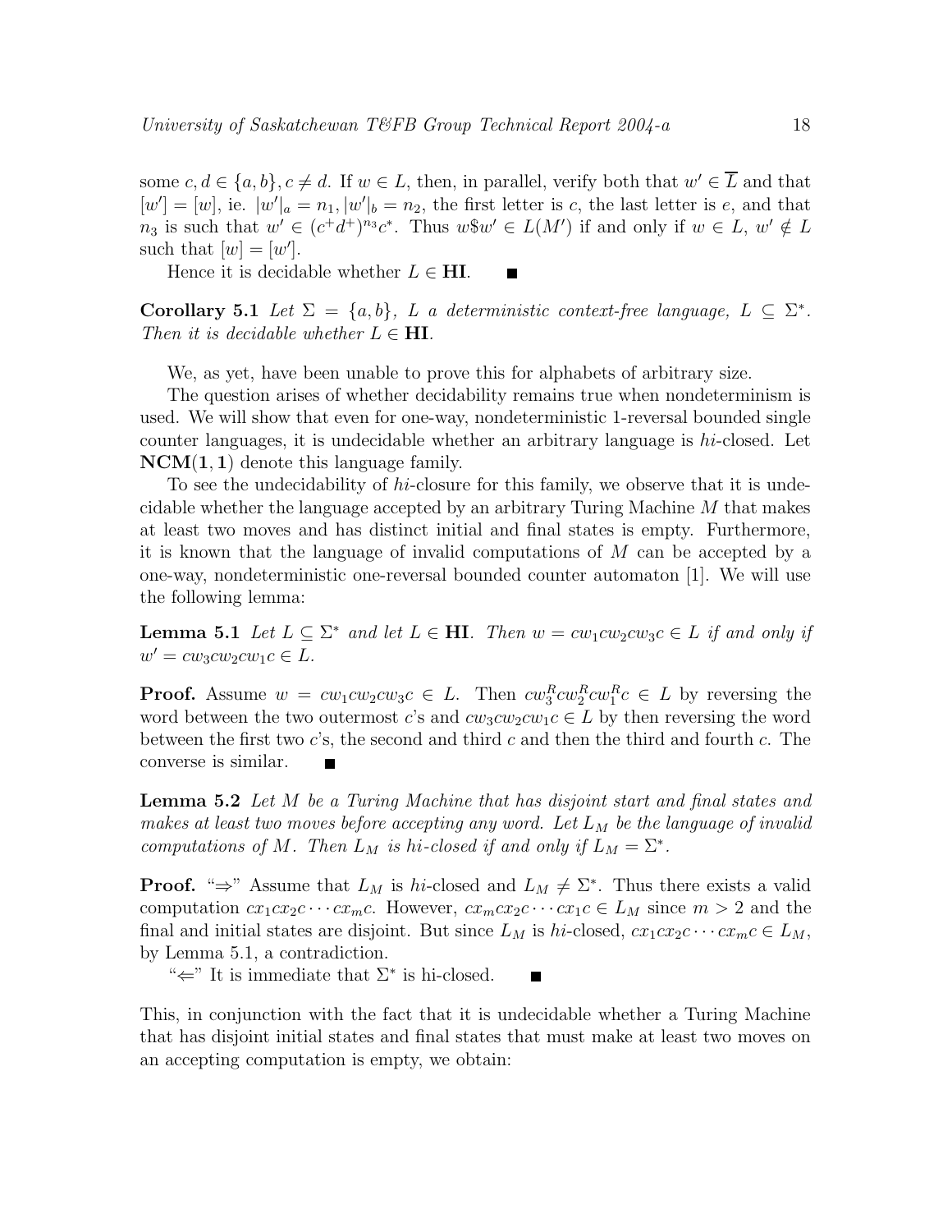some $c, d \in \{a, b\}, c \neq d$. If $w \in L$, then, in parallel, verify both that $w' \in \overline{L}$ and that $[w'] = [w]$, ie. $|w'|_a = n_1, |w'|_b = n_2$, the first letter is $c$, the last letter is $e$, and that $n_3$ is such that $w' \in (c^+d^+)^{n_3}c^*$. Thus $w\$w' \in L(M')$ if and only if $w \in L$, $w' \notin L$ such that $[w] = [w']$.

Hence it is decidable whether $L \in \mathbf{HI}$. ■

**Corollary 5.1** *Let $\Sigma = \{a, b\}$, $L$ a deterministic context-free language, $L \subseteq \Sigma^*$. Then it is decidable whether $L \in \mathbf{HI}$.*

We, as yet, have been unable to prove this for alphabets of arbitrary size.

The question arises of whether decidability remains true when nondeterminism is used. We will show that even for one-way, nondeterministic 1-reversal bounded single counter languages, it is undecidable whether an arbitrary language is *hi*-closed. Let $\mathbf{NCM(1,1)}$ denote this language family.

To see the undecidability of *hi*-closure for this family, we observe that it is undecidable whether the language accepted by an arbitrary Turing Machine $M$ that makes at least two moves and has distinct initial and final states is empty. Furthermore, it is known that the language of invalid computations of $M$ can be accepted by a one-way, nondeterministic one-reversal bounded counter automaton [1]. We will use the following lemma:

**Lemma 5.1** *Let $L \subseteq \Sigma^*$ and let $L \in \mathbf{HI}$. Then $w = cw_1cw_2cw_3c \in L$ if and only if $w' = cw_3cw_2cw_1c \in L$.*

**Proof.** Assume $w = cw_1cw_2cw_3c \in L$. Then $cw_3^Rcw_2^Rcw_1^Rc \in L$ by reversing the word between the two outermost $c$'s and $cw_3cw_2cw_1c \in L$ by then reversing the word between the first two $c$'s, the second and third $c$ and then the third and fourth $c$. The converse is similar. ■

**Lemma 5.2** *Let $M$ be a Turing Machine that has disjoint start and final states and makes at least two moves before accepting any word. Let $L_M$ be the language of invalid computations of $M$. Then $L_M$ is hi-closed if and only if $L_M = \Sigma^*$.*

**Proof.** "⇒" Assume that $L_M$ is *hi*-closed and $L_M \neq \Sigma^*$. Thus there exists a valid computation $cx_1cx_2c \cdots cx_mc$. However, $cx_mcx_2c \cdots cx_1c \in L_M$ since $m > 2$ and the final and initial states are disjoint. But since $L_M$ is *hi*-closed, $cx_1cx_2c \cdots cx_mc \in L_M$, by Lemma 5.1, a contradiction.

"⇐" It is immediate that $\Sigma^*$ is hi-closed. ■

This, in conjunction with the fact that it is undecidable whether a Turing Machine that has disjoint initial states and final states that must make at least two moves on an accepting computation is empty, we obtain: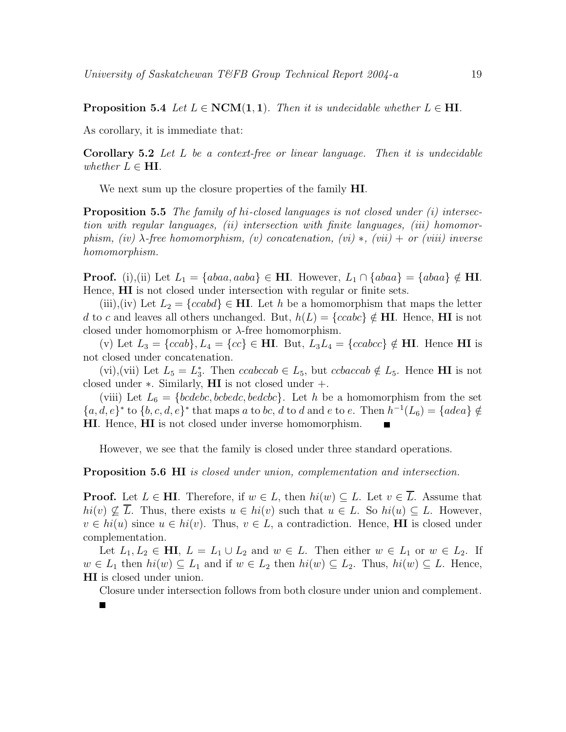**Proposition 5.4** *Let $L \in \mathbf{NCM(1,1)}$. Then it is undecidable whether $L \in \mathbf{HI}$.*

As corollary, it is immediate that:

**Corollary 5.2** *Let $L$ be a context-free or linear language. Then it is undecidable whether $L \in \mathbf{HI}$.*

We next sum up the closure properties of the family **HI**.

**Proposition 5.5** *The family of hi-closed languages is not closed under (i) intersection with regular languages, (ii) intersection with finite languages, (iii) homomorphism, (iv) $\lambda$-free homomorphism, (v) concatenation, (vi) $*$, (vii) $+$ or (viii) inverse homomorphism.*

**Proof.** (i),(ii) Let $L_1 = \{abaa, aaba\} \in \mathbf{HI}$. However, $L_1 \cap \{abaa\} = \{abaa\} \notin \mathbf{HI}$. Hence, **HI** is not closed under intersection with regular or finite sets.

(iii),(iv) Let $L_2 = \{ccabd\} \in \mathbf{HI}$. Let $h$ be a homomorphism that maps the letter $d$ to $c$ and leaves all others unchanged. But, $h(L) = \{ccabc\} \notin \mathbf{HI}$. Hence, **HI** is not closed under homomorphism or $\lambda$-free homomorphism.

(v) Let $L_3 = \{ccab\}, L_4 = \{cc\} \in \mathbf{HI}$. But, $L_3L_4 = \{ccabcc\} \notin \mathbf{HI}$. Hence **HI** is not closed under concatenation.

(vi),(vii) Let $L_5 = L_3^*$. Then $ccabccab \in L_5$, but $ccbaccab \notin L_5$. Hence **HI** is not closed under $*$. Similarly, **HI** is not closed under $+$.

(viii) Let $L_6 = \{bcdebc, bcbedc, bedcbc\}$. Let $h$ be a homomorphism from the set $\{a, d, e\}^*$ to $\{b, c, d, e\}^*$ that maps $a$ to $bc$, $d$ to $d$ and $e$ to $e$. Then $h^{-1}(L_6) = \{adea\} \notin \mathbf{HI}$. Hence, **HI** is not closed under inverse homomorphism. ∎

However, we see that the family is closed under three standard operations.

**Proposition 5.6** **HI** *is closed under union, complementation and intersection.*

**Proof.** Let $L \in \mathbf{HI}$. Therefore, if $w \in L$, then $hi(w) \subseteq L$. Let $v \in \overline{L}$. Assume that $hi(v) \not\subseteq \overline{L}$. Thus, there exists $u \in hi(v)$ such that $u \in L$. So $hi(u) \subseteq L$. However, $v \in hi(u)$ since $u \in hi(v)$. Thus, $v \in L$, a contradiction. Hence, **HI** is closed under complementation.

Let $L_1, L_2 \in \mathbf{HI}$, $L = L_1 \cup L_2$ and $w \in L$. Then either $w \in L_1$ or $w \in L_2$. If $w \in L_1$ then $hi(w) \subseteq L_1$ and if $w \in L_2$ then $hi(w) \subseteq L_2$. Thus, $hi(w) \subseteq L$. Hence, **HI** is closed under union.

Closure under intersection follows from both closure under union and complement. ∎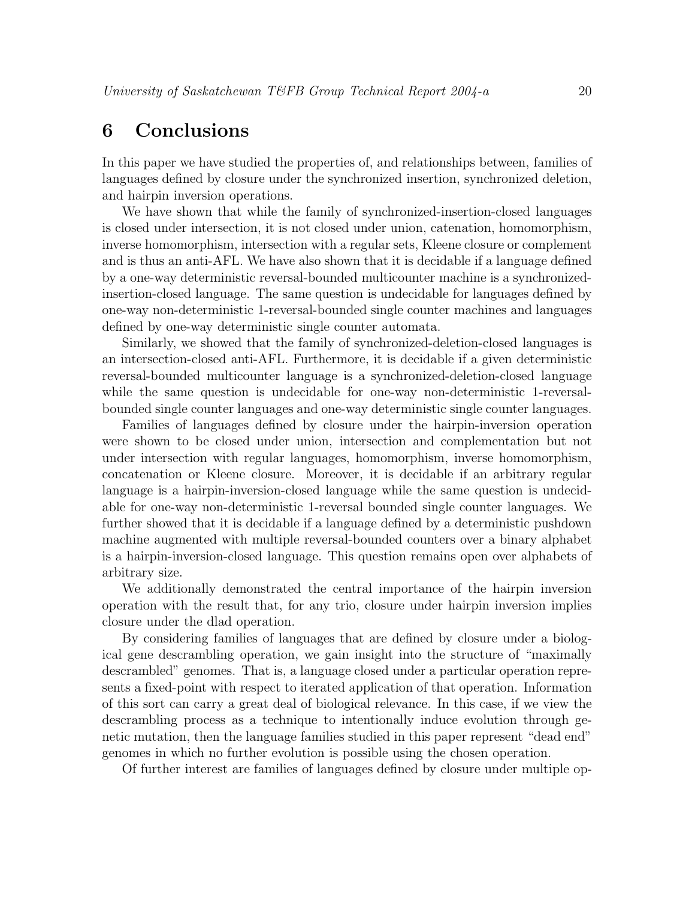# 6 Conclusions

In this paper we have studied the properties of, and relationships between, families of languages defined by closure under the synchronized insertion, synchronized deletion, and hairpin inversion operations.

We have shown that while the family of synchronized-insertion-closed languages is closed under intersection, it is not closed under union, catenation, homomorphism, inverse homomorphism, intersection with a regular sets, Kleene closure or complement and is thus an anti-AFL. We have also shown that it is decidable if a language defined by a one-way deterministic reversal-bounded multicounter machine is a synchronized-insertion-closed language. The same question is undecidable for languages defined by one-way non-deterministic 1-reversal-bounded single counter machines and languages defined by one-way deterministic single counter automata.

Similarly, we showed that the family of synchronized-deletion-closed languages is an intersection-closed anti-AFL. Furthermore, it is decidable if a given deterministic reversal-bounded multicounter language is a synchronized-deletion-closed language while the same question is undecidable for one-way non-deterministic 1-reversal-bounded single counter languages and one-way deterministic single counter languages.

Families of languages defined by closure under the hairpin-inversion operation were shown to be closed under union, intersection and complementation but not under intersection with regular languages, homomorphism, inverse homomorphism, concatenation or Kleene closure. Moreover, it is decidable if an arbitrary regular language is a hairpin-inversion-closed language while the same question is undecidable for one-way non-deterministic 1-reversal bounded single counter languages. We further showed that it is decidable if a language defined by a deterministic pushdown machine augmented with multiple reversal-bounded counters over a binary alphabet is a hairpin-inversion-closed language. This question remains open over alphabets of arbitrary size.

We additionally demonstrated the central importance of the hairpin inversion operation with the result that, for any trio, closure under hairpin inversion implies closure under the dlad operation.

By considering families of languages that are defined by closure under a biological gene descrambling operation, we gain insight into the structure of "maximally descrambled" genomes. That is, a language closed under a particular operation represents a fixed-point with respect to iterated application of that operation. Information of this sort can carry a great deal of biological relevance. In this case, if we view the descrambling process as a technique to intentionally induce evolution through genetic mutation, then the language families studied in this paper represent "dead end" genomes in which no further evolution is possible using the chosen operation.

Of further interest are families of languages defined by closure under multiple op-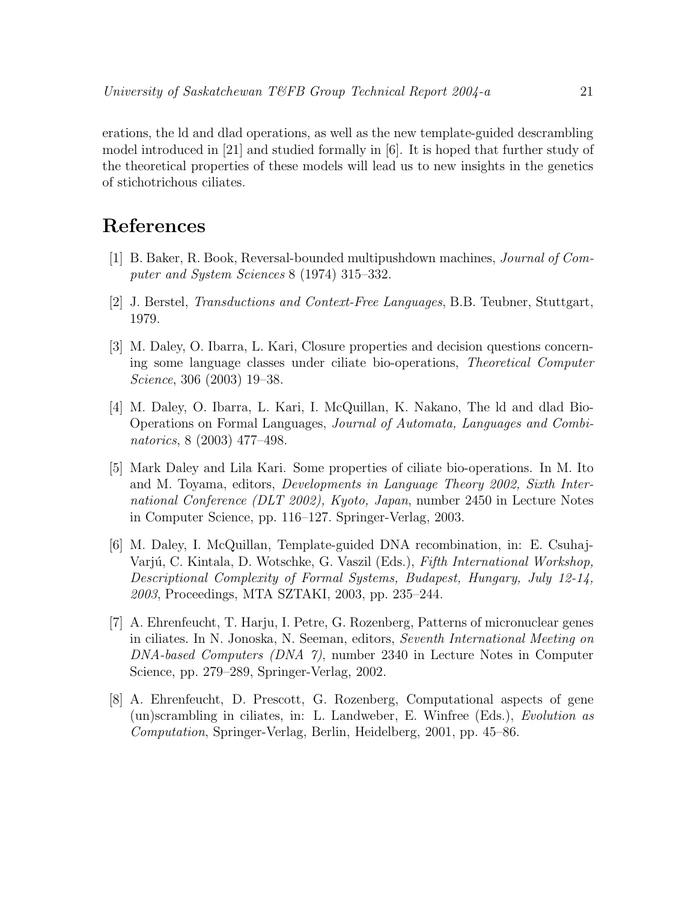erations, the ld and dlad operations, as well as the new template-guided descrambling model introduced in [21] and studied formally in [6]. It is hoped that further study of the theoretical properties of these models will lead us to new insights in the genetics of stichotrichous ciliates.

# References

[1] B. Baker, R. Book, Reversal-bounded multipushdown machines, *Journal of Computer and System Sciences* 8 (1974) 315–332.

[2] J. Berstel, *Transductions and Context-Free Languages*, B.B. Teubner, Stuttgart, 1979.

[3] M. Daley, O. Ibarra, L. Kari, Closure properties and decision questions concerning some language classes under ciliate bio-operations, *Theoretical Computer Science*, 306 (2003) 19–38.

[4] M. Daley, O. Ibarra, L. Kari, I. McQuillan, K. Nakano, The ld and dlad Bio-Operations on Formal Languages, *Journal of Automata, Languages and Combinatorics*, 8 (2003) 477–498.

[5] Mark Daley and Lila Kari. Some properties of ciliate bio-operations. In M. Ito and M. Toyama, editors, *Developments in Language Theory 2002, Sixth International Conference (DLT 2002), Kyoto, Japan*, number 2450 in Lecture Notes in Computer Science, pp. 116–127. Springer-Verlag, 2003.

[6] M. Daley, I. McQuillan, Template-guided DNA recombination, in: E. Csuhaj-Varjú, C. Kintala, D. Wotschke, G. Vaszil (Eds.), *Fifth International Workshop, Descriptional Complexity of Formal Systems, Budapest, Hungary, July 12-14, 2003*, Proceedings, MTA SZTAKI, 2003, pp. 235–244.

[7] A. Ehrenfeucht, T. Harju, I. Petre, G. Rozenberg, Patterns of micronuclear genes in ciliates. In N. Jonoska, N. Seeman, editors, *Seventh International Meeting on DNA-based Computers (DNA 7)*, number 2340 in Lecture Notes in Computer Science, pp. 279–289, Springer-Verlag, 2002.

[8] A. Ehrenfeucht, D. Prescott, G. Rozenberg, Computational aspects of gene (un)scrambling in ciliates, in: L. Landweber, E. Winfree (Eds.), *Evolution as Computation*, Springer-Verlag, Berlin, Heidelberg, 2001, pp. 45–86.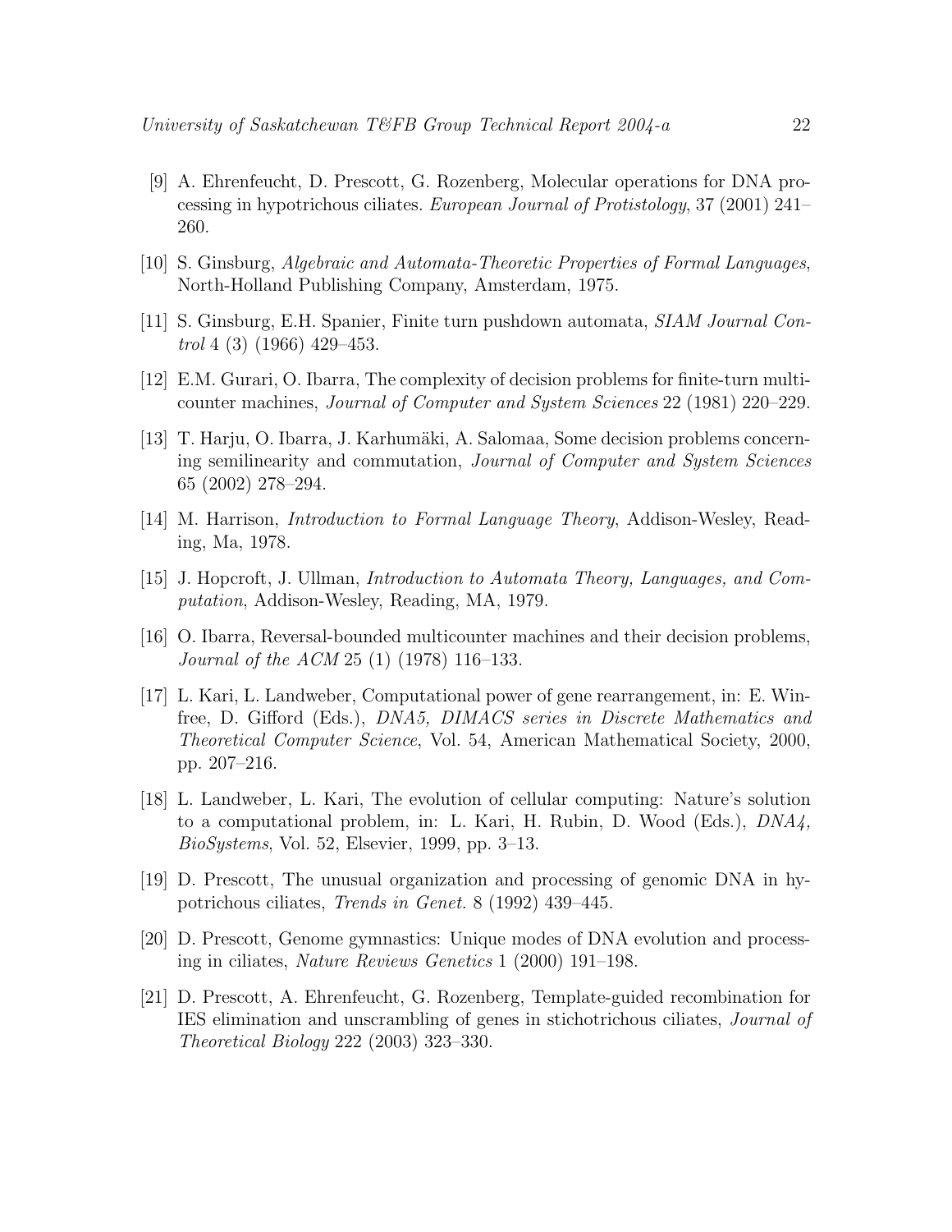[9] A. Ehrenfeucht, D. Prescott, G. Rozenberg, Molecular operations for DNA processing in hypotrichous ciliates. *European Journal of Protistology*, 37 (2001) 241–260.

[10] S. Ginsburg, *Algebraic and Automata-Theoretic Properties of Formal Languages*, North-Holland Publishing Company, Amsterdam, 1975.

[11] S. Ginsburg, E.H. Spanier, Finite turn pushdown automata, *SIAM Journal Control* 4 (3) (1966) 429–453.

[12] E.M. Gurari, O. Ibarra, The complexity of decision problems for finite-turn multicounter machines, *Journal of Computer and System Sciences* 22 (1981) 220–229.

[13] T. Harju, O. Ibarra, J. Karhumäki, A. Salomaa, Some decision problems concerning semilinearity and commutation, *Journal of Computer and System Sciences* 65 (2002) 278–294.

[14] M. Harrison, *Introduction to Formal Language Theory*, Addison-Wesley, Reading, Ma, 1978.

[15] J. Hopcroft, J. Ullman, *Introduction to Automata Theory, Languages, and Computation*, Addison-Wesley, Reading, MA, 1979.

[16] O. Ibarra, Reversal-bounded multicounter machines and their decision problems, *Journal of the ACM* 25 (1) (1978) 116–133.

[17] L. Kari, L. Landweber, Computational power of gene rearrangement, in: E. Winfree, D. Gifford (Eds.), *DNA5, DIMACS series in Discrete Mathematics and Theoretical Computer Science*, Vol. 54, American Mathematical Society, 2000, pp. 207–216.

[18] L. Landweber, L. Kari, The evolution of cellular computing: Nature's solution to a computational problem, in: L. Kari, H. Rubin, D. Wood (Eds.), *DNA4, BioSystems*, Vol. 52, Elsevier, 1999, pp. 3–13.

[19] D. Prescott, The unusual organization and processing of genomic DNA in hypotrichous ciliates, *Trends in Genet.* 8 (1992) 439–445.

[20] D. Prescott, Genome gymnastics: Unique modes of DNA evolution and processing in ciliates, *Nature Reviews Genetics* 1 (2000) 191–198.

[21] D. Prescott, A. Ehrenfeucht, G. Rozenberg, Template-guided recombination for IES elimination and unscrambling of genes in stichotrichous ciliates, *Journal of Theoretical Biology* 222 (2003) 323–330.